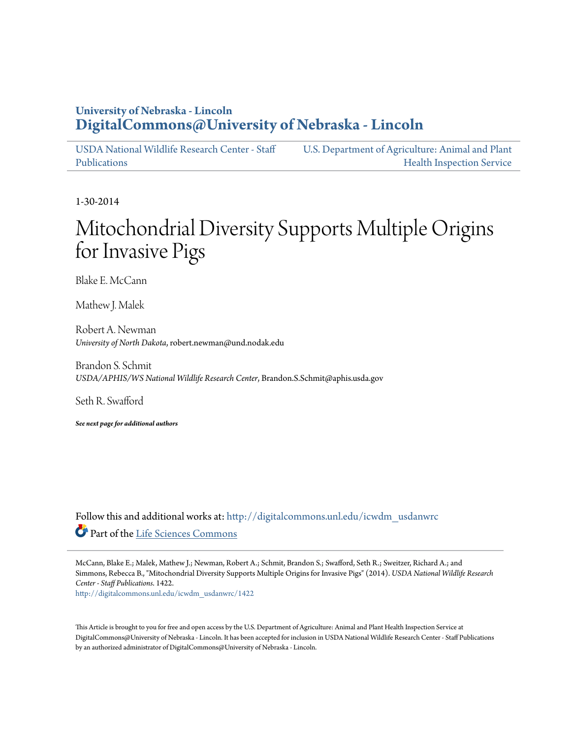University of Nebraska - Lincoln

**DigitalCommons@University of Nebraska - Lincoln**

USDA National Wildlife Research Center - Staff Publications | U.S. Department of Agriculture: Animal and Plant Health Inspection Service

1-30-2014

# Mitochondrial Diversity Supports Multiple Origins for Invasive Pigs

Blake E. McCann

Mathew J. Malek

Robert A. Newman
*University of North Dakota*, robert.newman@und.nodak.edu

Brandon S. Schmit
*USDA/APHIS/WS National Wildlife Research Center*, Brandon.S.Schmit@aphis.usda.gov

Seth R. Swafford

***See next page for additional authors***

Follow this and additional works at: http://digitalcommons.unl.edu/icwdm_usdanwrc

Part of the Life Sciences Commons

McCann, Blake E.; Malek, Mathew J.; Newman, Robert A.; Schmit, Brandon S.; Swafford, Seth R.; Sweitzer, Richard A.; and Simmons, Rebecca B., "Mitochondrial Diversity Supports Multiple Origins for Invasive Pigs" (2014). *USDA National Wildlife Research Center - Staff Publications*. 1422.
http://digitalcommons.unl.edu/icwdm_usdanwrc/1422

This Article is brought to you for free and open access by the U.S. Department of Agriculture: Animal and Plant Health Inspection Service at DigitalCommons@University of Nebraska - Lincoln. It has been accepted for inclusion in USDA National Wildlife Research Center - Staff Publications by an authorized administrator of DigitalCommons@University of Nebraska - Lincoln.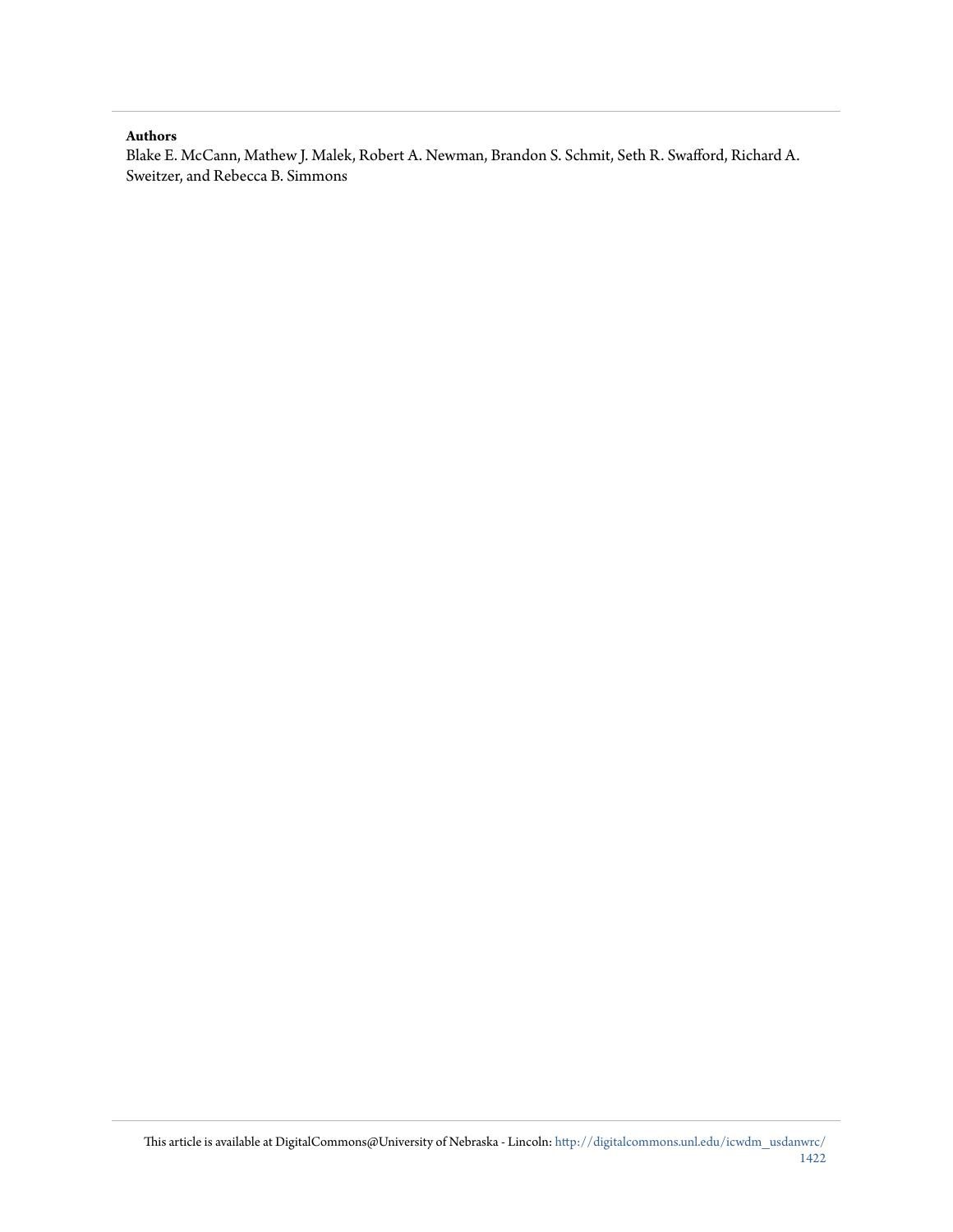**Authors**

Blake E. McCann, Mathew J. Malek, Robert A. Newman, Brandon S. Schmit, Seth R. Swafford, Richard A. Sweitzer, and Rebecca B. Simmons

This article is available at DigitalCommons@University of Nebraska - Lincoln: http://digitalcommons.unl.edu/icwdm_usdanwrc/1422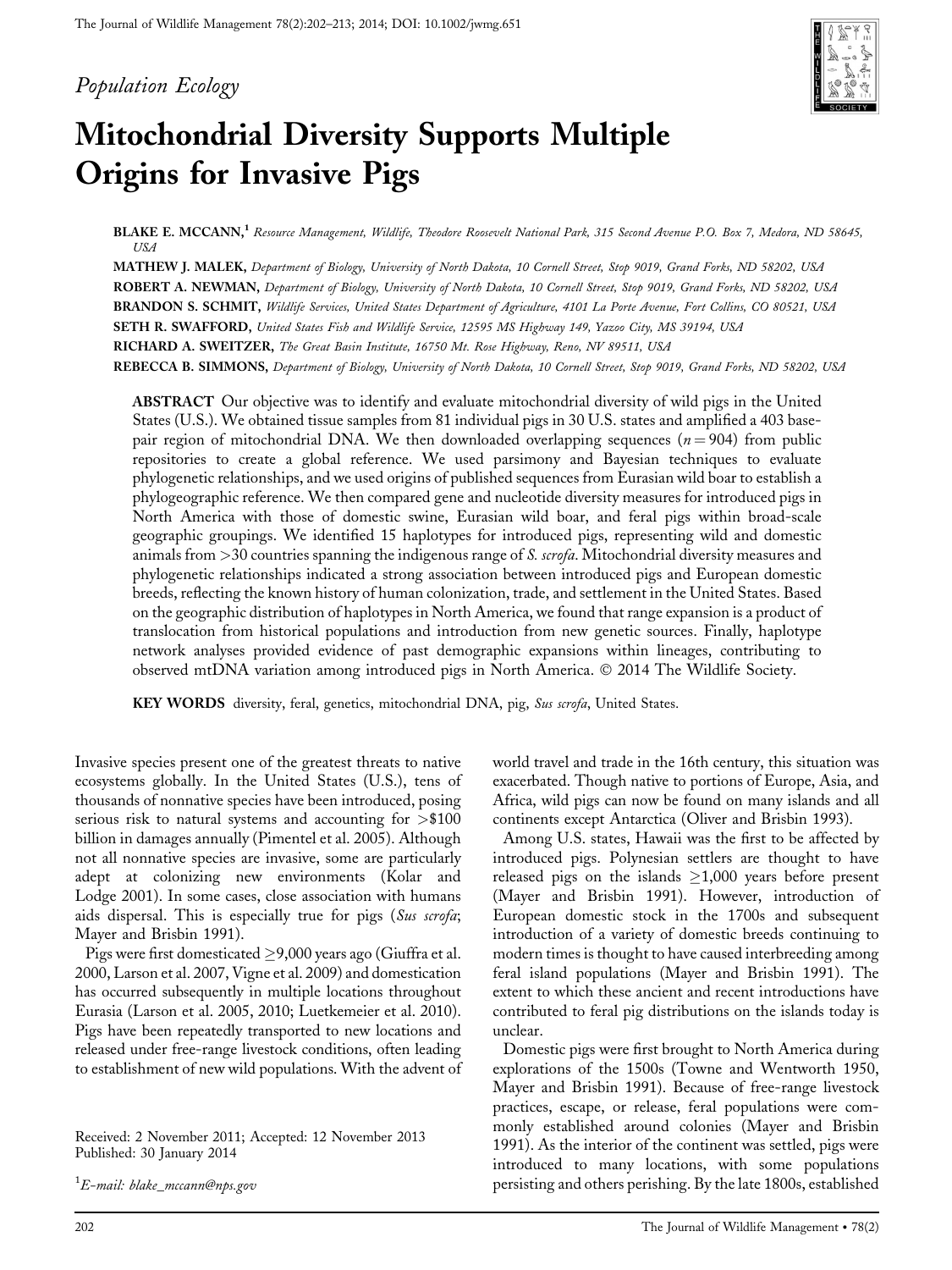Population Ecology

# Mitochondrial Diversity Supports Multiple Origins for Invasive Pigs

**BLAKE E. MCCANN,**[1] *Resource Management, Wildlife, Theodore Roosevelt National Park, 315 Second Avenue P.O. Box 7, Medora, ND 58645, USA*

**MATHEW J. MALEK,** *Department of Biology, University of North Dakota, 10 Cornell Street, Stop 9019, Grand Forks, ND 58202, USA*

**ROBERT A. NEWMAN,** *Department of Biology, University of North Dakota, 10 Cornell Street, Stop 9019, Grand Forks, ND 58202, USA*

**BRANDON S. SCHMIT,** *Wildlife Services, United States Department of Agriculture, 4101 La Porte Avenue, Fort Collins, CO 80521, USA*

**SETH R. SWAFFORD,** *United States Fish and Wildlife Service, 12595 MS Highway 149, Yazoo City, MS 39194, USA*

**RICHARD A. SWEITZER,** *The Great Basin Institute, 16750 Mt. Rose Highway, Reno, NV 89511, USA*

**REBECCA B. SIMMONS,** *Department of Biology, University of North Dakota, 10 Cornell Street, Stop 9019, Grand Forks, ND 58202, USA*

**ABSTRACT** Our objective was to identify and evaluate mitochondrial diversity of wild pigs in the United States (U.S.). We obtained tissue samples from 81 individual pigs in 30 U.S. states and amplified a 403 base-pair region of mitochondrial DNA. We then downloaded overlapping sequences ($n = 904$) from public repositories to create a global reference. We used parsimony and Bayesian techniques to evaluate phylogenetic relationships, and we used origins of published sequences from Eurasian wild boar to establish a phylogeographic reference. We then compared gene and nucleotide diversity measures for introduced pigs in North America with those of domestic swine, Eurasian wild boar, and feral pigs within broad-scale geographic groupings. We identified 15 haplotypes for introduced pigs, representing wild and domestic animals from >30 countries spanning the indigenous range of *S. scrofa*. Mitochondrial diversity measures and phylogenetic relationships indicated a strong association between introduced pigs and European domestic breeds, reflecting the known history of human colonization, trade, and settlement in the United States. Based on the geographic distribution of haplotypes in North America, we found that range expansion is a product of translocation from historical populations and introduction from new genetic sources. Finally, haplotype network analyses provided evidence of past demographic expansions within lineages, contributing to observed mtDNA variation among introduced pigs in North America. © 2014 The Wildlife Society.

**KEY WORDS** diversity, feral, genetics, mitochondrial DNA, pig, *Sus scrofa*, United States.

Invasive species present one of the greatest threats to native ecosystems globally. In the United States (U.S.), tens of thousands of nonnative species have been introduced, posing serious risk to natural systems and accounting for >$100 billion in damages annually (Pimentel et al. 2005). Although not all nonnative species are invasive, some are particularly adept at colonizing new environments (Kolar and Lodge 2001). In some cases, close association with humans aids dispersal. This is especially true for pigs (*Sus scrofa*; Mayer and Brisbin 1991).

Pigs were first domesticated ≥9,000 years ago (Giuffra et al. 2000, Larson et al. 2007, Vigne et al. 2009) and domestication has occurred subsequently in multiple locations throughout Eurasia (Larson et al. 2005, 2010; Luetkemeier et al. 2010). Pigs have been repeatedly transported to new locations and released under free-range livestock conditions, often leading to establishment of new wild populations. With the advent of world travel and trade in the 16th century, this situation was exacerbated. Though native to portions of Europe, Asia, and Africa, wild pigs can now be found on many islands and all continents except Antarctica (Oliver and Brisbin 1993).

Among U.S. states, Hawaii was the first to be affected by introduced pigs. Polynesian settlers are thought to have released pigs on the islands ≥1,000 years before present (Mayer and Brisbin 1991). However, introduction of European domestic stock in the 1700s and subsequent introduction of a variety of domestic breeds continuing to modern times is thought to have caused interbreeding among feral island populations (Mayer and Brisbin 1991). The extent to which these ancient and recent introductions have contributed to feral pig distributions on the islands today is unclear.

Domestic pigs were first brought to North America during explorations of the 1500s (Towne and Wentworth 1950, Mayer and Brisbin 1991). Because of free-range livestock practices, escape, or release, feral populations were commonly established around colonies (Mayer and Brisbin 1991). As the interior of the continent was settled, pigs were introduced to many locations, with some populations persisting and others perishing. By the late 1800s, established

Received: 2 November 2011; Accepted: 12 November 2013
Published: 30 January 2014

[1]E-mail: blake_mccann@nps.gov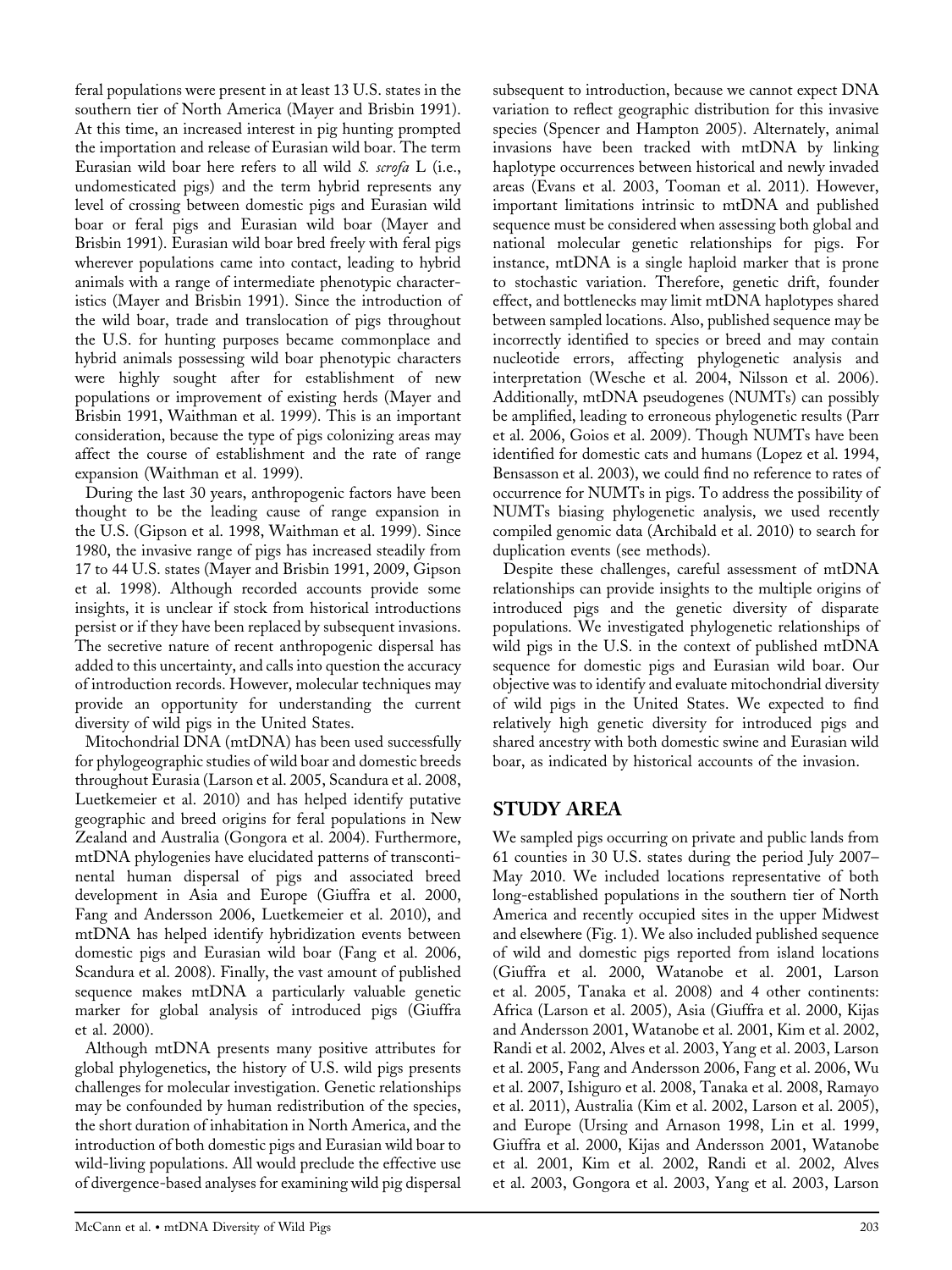feral populations were present in at least 13 U.S. states in the southern tier of North America (Mayer and Brisbin 1991). At this time, an increased interest in pig hunting prompted the importation and release of Eurasian wild boar. The term Eurasian wild boar here refers to all wild *S. scrofa* L (i.e., undomesticated pigs) and the term hybrid represents any level of crossing between domestic pigs and Eurasian wild boar or feral pigs and Eurasian wild boar (Mayer and Brisbin 1991). Eurasian wild boar bred freely with feral pigs wherever populations came into contact, leading to hybrid animals with a range of intermediate phenotypic characteristics (Mayer and Brisbin 1991). Since the introduction of the wild boar, trade and translocation of pigs throughout the U.S. for hunting purposes became commonplace and hybrid animals possessing wild boar phenotypic characters were highly sought after for establishment of new populations or improvement of existing herds (Mayer and Brisbin 1991, Waithman et al. 1999). This is an important consideration, because the type of pigs colonizing areas may affect the course of establishment and the rate of range expansion (Waithman et al. 1999).

During the last 30 years, anthropogenic factors have been thought to be the leading cause of range expansion in the U.S. (Gipson et al. 1998, Waithman et al. 1999). Since 1980, the invasive range of pigs has increased steadily from 17 to 44 U.S. states (Mayer and Brisbin 1991, 2009, Gipson et al. 1998). Although recorded accounts provide some insights, it is unclear if stock from historical introductions persist or if they have been replaced by subsequent invasions. The secretive nature of recent anthropogenic dispersal has added to this uncertainty, and calls into question the accuracy of introduction records. However, molecular techniques may provide an opportunity for understanding the current diversity of wild pigs in the United States.

Mitochondrial DNA (mtDNA) has been used successfully for phylogeographic studies of wild boar and domestic breeds throughout Eurasia (Larson et al. 2005, Scandura et al. 2008, Luetkemeier et al. 2010) and has helped identify putative geographic and breed origins for feral populations in New Zealand and Australia (Gongora et al. 2004). Furthermore, mtDNA phylogenies have elucidated patterns of transcontinental human dispersal of pigs and associated breed development in Asia and Europe (Giuffra et al. 2000, Fang and Andersson 2006, Luetkemeier et al. 2010), and mtDNA has helped identify hybridization events between domestic pigs and Eurasian wild boar (Fang et al. 2006, Scandura et al. 2008). Finally, the vast amount of published sequence makes mtDNA a particularly valuable genetic marker for global analysis of introduced pigs (Giuffra et al. 2000).

Although mtDNA presents many positive attributes for global phylogenetics, the history of U.S. wild pigs presents challenges for molecular investigation. Genetic relationships may be confounded by human redistribution of the species, the short duration of inhabitation in North America, and the introduction of both domestic pigs and Eurasian wild boar to wild-living populations. All would preclude the effective use of divergence-based analyses for examining wild pig dispersal subsequent to introduction, because we cannot expect DNA variation to reflect geographic distribution for this invasive species (Spencer and Hampton 2005). Alternately, animal invasions have been tracked with mtDNA by linking haplotype occurrences between historical and newly invaded areas (Evans et al. 2003, Tooman et al. 2011). However, important limitations intrinsic to mtDNA and published sequence must be considered when assessing both global and national molecular genetic relationships for pigs. For instance, mtDNA is a single haploid marker that is prone to stochastic variation. Therefore, genetic drift, founder effect, and bottlenecks may limit mtDNA haplotypes shared between sampled locations. Also, published sequence may be incorrectly identified to species or breed and may contain nucleotide errors, affecting phylogenetic analysis and interpretation (Wesche et al. 2004, Nilsson et al. 2006). Additionally, mtDNA pseudogenes (NUMTs) can possibly be amplified, leading to erroneous phylogenetic results (Parr et al. 2006, Goios et al. 2009). Though NUMTs have been identified for domestic cats and humans (Lopez et al. 1994, Bensasson et al. 2003), we could find no reference to rates of occurrence for NUMTs in pigs. To address the possibility of NUMTs biasing phylogenetic analysis, we used recently compiled genomic data (Archibald et al. 2010) to search for duplication events (see methods).

Despite these challenges, careful assessment of mtDNA relationships can provide insights to the multiple origins of introduced pigs and the genetic diversity of disparate populations. We investigated phylogenetic relationships of wild pigs in the U.S. in the context of published mtDNA sequence for domestic pigs and Eurasian wild boar. Our objective was to identify and evaluate mitochondrial diversity of wild pigs in the United States. We expected to find relatively high genetic diversity for introduced pigs and shared ancestry with both domestic swine and Eurasian wild boar, as indicated by historical accounts of the invasion.

## STUDY AREA

We sampled pigs occurring on private and public lands from 61 counties in 30 U.S. states during the period July 2007–May 2010. We included locations representative of both long-established populations in the southern tier of North America and recently occupied sites in the upper Midwest and elsewhere (Fig. 1). We also included published sequence of wild and domestic pigs reported from island locations (Giuffra et al. 2000, Watanobe et al. 2001, Larson et al. 2005, Tanaka et al. 2008) and 4 other continents: Africa (Larson et al. 2005), Asia (Giuffra et al. 2000, Kijas and Andersson 2001, Watanobe et al. 2001, Kim et al. 2002, Randi et al. 2002, Alves et al. 2003, Yang et al. 2003, Larson et al. 2005, Fang and Andersson 2006, Fang et al. 2006, Wu et al. 2007, Ishiguro et al. 2008, Tanaka et al. 2008, Ramayo et al. 2011), Australia (Kim et al. 2002, Larson et al. 2005), and Europe (Ursing and Arnason 1998, Lin et al. 1999, Giuffra et al. 2000, Kijas and Andersson 2001, Watanobe et al. 2001, Kim et al. 2002, Randi et al. 2002, Alves et al. 2003, Gongora et al. 2003, Yang et al. 2003, Larson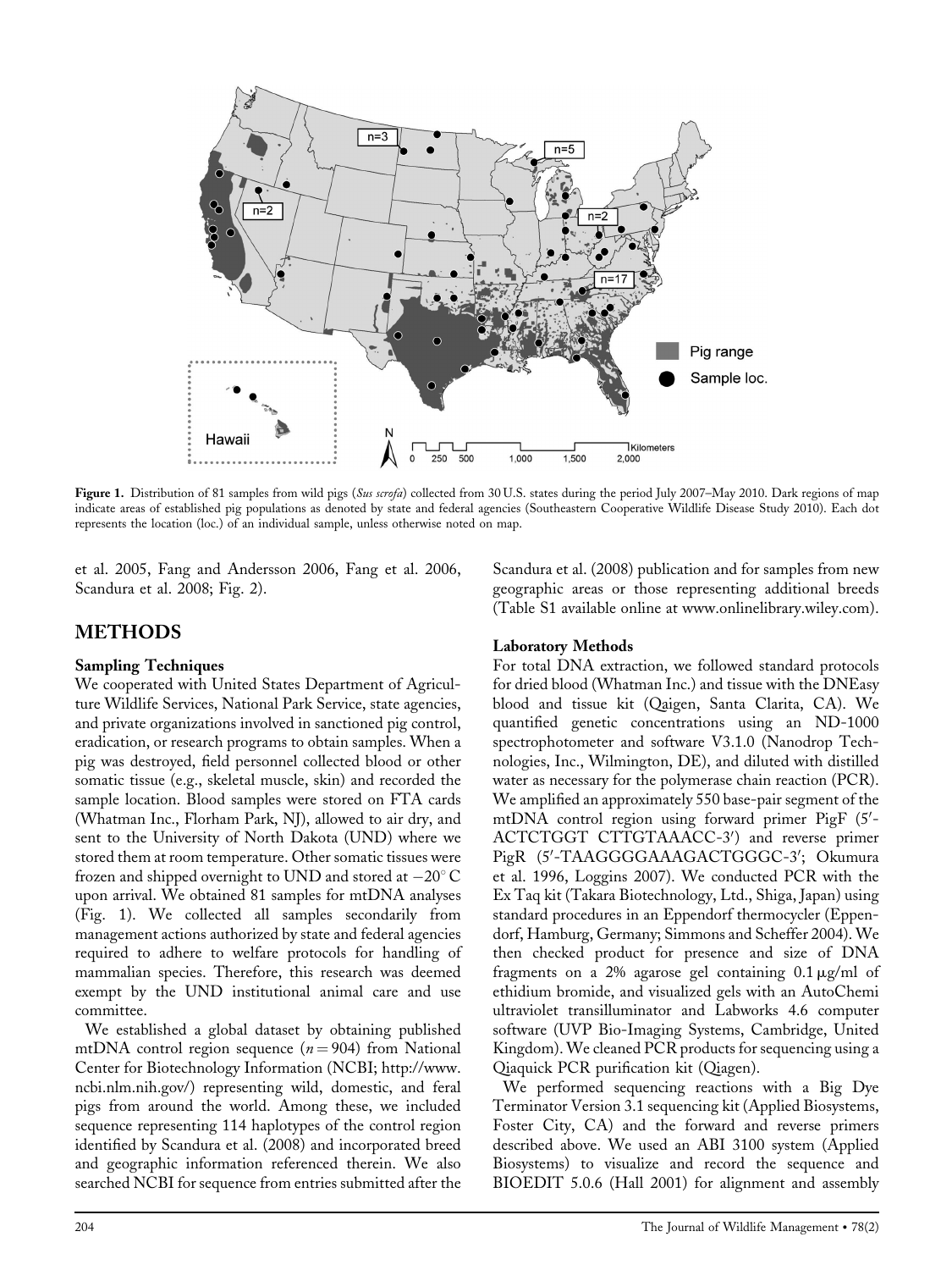Figure 1. Distribution of 81 samples from wild pigs (*Sus scrofa*) collected from 30 U.S. states during the period July 2007–May 2010. Dark regions of map indicate areas of established pig populations as denoted by state and federal agencies (Southeastern Cooperative Wildlife Disease Study 2010). Each dot represents the location (loc.) of an individual sample, unless otherwise noted on map.

et al. 2005, Fang and Andersson 2006, Fang et al. 2006, Scandura et al. 2008; Fig. 2).

## METHODS

### Sampling Techniques

We cooperated with United States Department of Agriculture Wildlife Services, National Park Service, state agencies, and private organizations involved in sanctioned pig control, eradication, or research programs to obtain samples. When a pig was destroyed, field personnel collected blood or other somatic tissue (e.g., skeletal muscle, skin) and recorded the sample location. Blood samples were stored on FTA cards (Whatman Inc., Florham Park, NJ), allowed to air dry, and sent to the University of North Dakota (UND) where we stored them at room temperature. Other somatic tissues were frozen and shipped overnight to UND and stored at $-20^{\circ}$ C upon arrival. We obtained 81 samples for mtDNA analyses (Fig. 1). We collected all samples secondarily from management actions authorized by state and federal agencies required to adhere to welfare protocols for handling of mammalian species. Therefore, this research was deemed exempt by the UND institutional animal care and use committee.

We established a global dataset by obtaining published mtDNA control region sequence ($n = 904$) from National Center for Biotechnology Information (NCBI; http://www.ncbi.nlm.nih.gov/) representing wild, domestic, and feral pigs from around the world. Among these, we included sequence representing 114 haplotypes of the control region identified by Scandura et al. (2008) and incorporated breed and geographic information referenced therein. We also searched NCBI for sequence from entries submitted after the Scandura et al. (2008) publication and for samples from new geographic areas or those representing additional breeds (Table S1 available online at www.onlinelibrary.wiley.com).

### Laboratory Methods

For total DNA extraction, we followed standard protocols for dried blood (Whatman Inc.) and tissue with the DNEasy blood and tissue kit (Qaigen, Santa Clarita, CA). We quantified genetic concentrations using an ND-1000 spectrophotometer and software V3.1.0 (Nanodrop Technologies, Inc., Wilmington, DE), and diluted with distilled water as necessary for the polymerase chain reaction (PCR). We amplified an approximately 550 base-pair segment of the mtDNA control region using forward primer PigF (5′-ACTCTGGT CTTGTAAACC-3′) and reverse primer PigR (5′-TAAGGGGAAAGACTGGGC-3′; Okumura et al. 1996, Loggins 2007). We conducted PCR with the Ex Taq kit (Takara Biotechnology, Ltd., Shiga, Japan) using standard procedures in an Eppendorf thermocycler (Eppendorf, Hamburg, Germany; Simmons and Scheffer 2004). We then checked product for presence and size of DNA fragments on a 2% agarose gel containing 0.1 μg/ml of ethidium bromide, and visualized gels with an AutoChemi ultraviolet transilluminator and Labworks 4.6 computer software (UVP Bio-Imaging Systems, Cambridge, United Kingdom). We cleaned PCR products for sequencing using a Qiaquick PCR purification kit (Qiagen).

We performed sequencing reactions with a Big Dye Terminator Version 3.1 sequencing kit (Applied Biosystems, Foster City, CA) and the forward and reverse primers described above. We used an ABI 3100 system (Applied Biosystems) to visualize and record the sequence and BIOEDIT 5.0.6 (Hall 2001) for alignment and assembly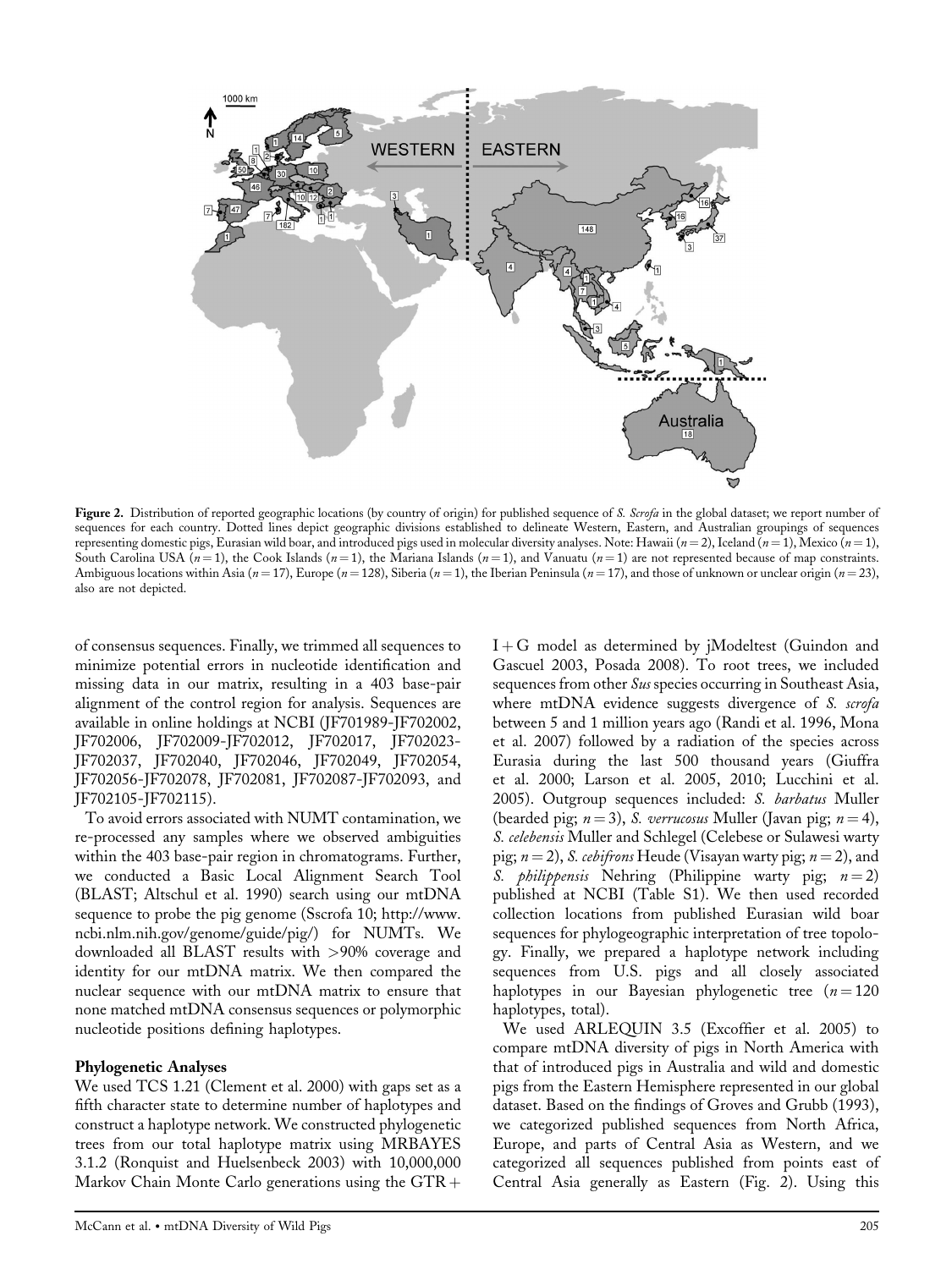**Figure 2.** Distribution of reported geographic locations (by country of origin) for published sequence of *S. Scrofa* in the global dataset; we report number of sequences for each country. Dotted lines depict geographic divisions established to delineate Western, Eastern, and Australian groupings of sequences representing domestic pigs, Eurasian wild boar, and introduced pigs used in molecular diversity analyses. Note: Hawaii ($n = 2$), Iceland ($n = 1$), Mexico ($n = 1$), South Carolina USA ($n = 1$), the Cook Islands ($n = 1$), the Mariana Islands ($n = 1$), and Vanuatu ($n = 1$) are not represented because of map constraints. Ambiguous locations within Asia ($n = 17$), Europe ($n = 128$), Siberia ($n = 1$), the Iberian Peninsula ($n = 17$), and those of unknown or unclear origin ($n = 23$), also are not depicted.

of consensus sequences. Finally, we trimmed all sequences to minimize potential errors in nucleotide identification and missing data in our matrix, resulting in a 403 base-pair alignment of the control region for analysis. Sequences are available in online holdings at NCBI (JF701989-JF702002, JF702006, JF702009-JF702012, JF702017, JF702023-JF702037, JF702040, JF702046, JF702049, JF702054, JF702056-JF702078, JF702081, JF702087-JF702093, and JF702105-JF702115).

To avoid errors associated with NUMT contamination, we re-processed any samples where we observed ambiguities within the 403 base-pair region in chromatograms. Further, we conducted a Basic Local Alignment Search Tool (BLAST; Altschul et al. 1990) search using our mtDNA sequence to probe the pig genome (Sscrofa 10; http://www.ncbi.nlm.nih.gov/genome/guide/pig/) for NUMTs. We downloaded all BLAST results with >90% coverage and identity for our mtDNA matrix. We then compared the nuclear sequence with our mtDNA matrix to ensure that none matched mtDNA consensus sequences or polymorphic nucleotide positions defining haplotypes.

### Phylogenetic Analyses

We used TCS 1.21 (Clement et al. 2000) with gaps set as a fifth character state to determine number of haplotypes and construct a haplotype network. We constructed phylogenetic trees from our total haplotype matrix using MRBAYES 3.1.2 (Ronquist and Huelsenbeck 2003) with 10,000,000 Markov Chain Monte Carlo generations using the GTR + I + G model as determined by jModeltest (Guindon and Gascuel 2003, Posada 2008). To root trees, we included sequences from other *Sus* species occurring in Southeast Asia, where mtDNA evidence suggests divergence of *S. scrofa* between 5 and 1 million years ago (Randi et al. 1996, Mona et al. 2007) followed by a radiation of the species across Eurasia during the last 500 thousand years (Giuffra et al. 2000; Larson et al. 2005, 2010; Lucchini et al. 2005). Outgroup sequences included: *S. barbatus* Muller (bearded pig; $n = 3$), *S. verrucosus* Muller (Javan pig; $n = 4$), *S. celebensis* Muller and Schlegel (Celebese or Sulawesi warty pig; $n = 2$), *S. cebifrons* Heude (Visayan warty pig; $n = 2$), and *S. philippensis* Nehring (Philippine warty pig; $n = 2$) published at NCBI (Table S1). We then used recorded collection locations from published Eurasian wild boar sequences for phylogeographic interpretation of tree topology. Finally, we prepared a haplotype network including sequences from U.S. pigs and all closely associated haplotypes in our Bayesian phylogenetic tree ($n = 120$ haplotypes, total).

We used ARLEQUIN 3.5 (Excoffier et al. 2005) to compare mtDNA diversity of pigs in North America with that of introduced pigs in Australia and wild and domestic pigs from the Eastern Hemisphere represented in our global dataset. Based on the findings of Groves and Grubb (1993), we categorized published sequences from North Africa, Europe, and parts of Central Asia as Western, and we categorized all sequences published from points east of Central Asia generally as Eastern (Fig. 2). Using this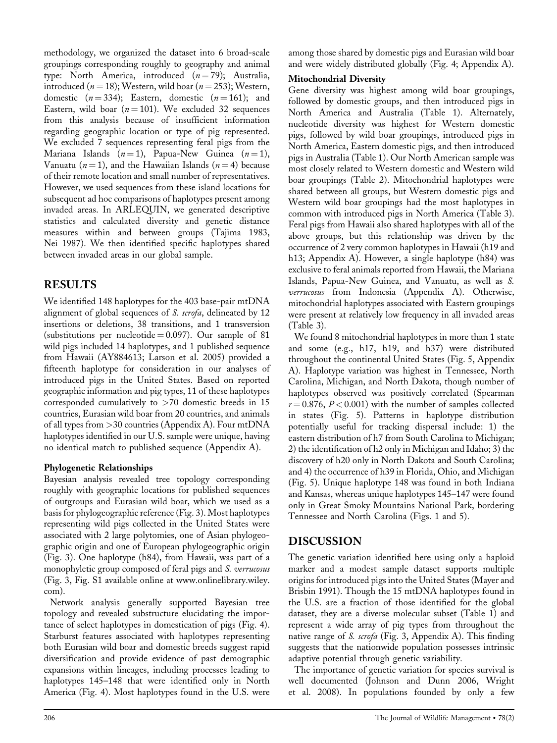methodology, we organized the dataset into 6 broad-scale groupings corresponding roughly to geography and animal type: North America, introduced ($n = 79$); Australia, introduced ($n = 18$); Western, wild boar ($n = 253$); Western, domestic ($n = 334$); Eastern, domestic ($n = 161$); and Eastern, wild boar ($n = 101$). We excluded 32 sequences from this analysis because of insufficient information regarding geographic location or type of pig represented. We excluded 7 sequences representing feral pigs from the Mariana Islands ($n = 1$), Papua-New Guinea ($n = 1$), Vanuatu ($n = 1$), and the Hawaiian Islands ($n = 4$) because of their remote location and small number of representatives. However, we used sequences from these island locations for subsequent ad hoc comparisons of haplotypes present among invaded areas. In ARLEQUIN, we generated descriptive statistics and calculated diversity and genetic distance measures within and between groups (Tajima 1983, Nei 1987). We then identified specific haplotypes shared between invaded areas in our global sample.

## RESULTS

We identified 148 haplotypes for the 403 base-pair mtDNA alignment of global sequences of *S. scrofa*, delineated by 12 insertions or deletions, 38 transitions, and 1 transversion (substitutions per nucleotide = 0.097). Our sample of 81 wild pigs included 14 haplotypes, and 1 published sequence from Hawaii (AY884613; Larson et al. 2005) provided a fifteenth haplotype for consideration in our analyses of introduced pigs in the United States. Based on reported geographic information and pig types, 11 of these haplotypes corresponded cumulatively to >70 domestic breeds in 15 countries, Eurasian wild boar from 20 countries, and animals of all types from >30 countries (Appendix A). Four mtDNA haplotypes identified in our U.S. sample were unique, having no identical match to published sequence (Appendix A).

### Phylogenetic Relationships

Bayesian analysis revealed tree topology corresponding roughly with geographic locations for published sequences of outgroups and Eurasian wild boar, which we used as a basis for phylogeographic reference (Fig. 3). Most haplotypes representing wild pigs collected in the United States were associated with 2 large polytomies, one of Asian phylogeographic origin and one of European phylogeographic origin (Fig. 3). One haplotype (h84), from Hawaii, was part of a monophyletic group composed of feral pigs and *S. verrucosus* (Fig. 3, Fig. S1 available online at www.onlinelibrary.wiley.com).

Network analysis generally supported Bayesian tree topology and revealed substructure elucidating the importance of select haplotypes in domestication of pigs (Fig. 4). Starburst features associated with haplotypes representing both Eurasian wild boar and domestic breeds suggest rapid diversification and provide evidence of past demographic expansions within lineages, including processes leading to haplotypes 145–148 that were identified only in North America (Fig. 4). Most haplotypes found in the U.S. were among those shared by domestic pigs and Eurasian wild boar and were widely distributed globally (Fig. 4; Appendix A).

### Mitochondrial Diversity

Gene diversity was highest among wild boar groupings, followed by domestic groups, and then introduced pigs in North America and Australia (Table 1). Alternately, nucleotide diversity was highest for Western domestic pigs, followed by wild boar groupings, introduced pigs in North America, Eastern domestic pigs, and then introduced pigs in Australia (Table 1). Our North American sample was most closely related to Western domestic and Western wild boar groupings (Table 2). Mitochondrial haplotypes were shared between all groups, but Western domestic pigs and Western wild boar groupings had the most haplotypes in common with introduced pigs in North America (Table 3). Feral pigs from Hawaii also shared haplotypes with all of the above groups, but this relationship was driven by the occurrence of 2 very common haplotypes in Hawaii (h19 and h13; Appendix A). However, a single haplotype (h84) was exclusive to feral animals reported from Hawaii, the Mariana Islands, Papua-New Guinea, and Vanuatu, as well as *S. verrucosus* from Indonesia (Appendix A). Otherwise, mitochondrial haplotypes associated with Eastern groupings were present at relatively low frequency in all invaded areas (Table 3).

We found 8 mitochondrial haplotypes in more than 1 state and some (e.g., h17, h19, and h37) were distributed throughout the continental United States (Fig. 5, Appendix A). Haplotype variation was highest in Tennessee, North Carolina, Michigan, and North Dakota, though number of haplotypes observed was positively correlated (Spearman $r = 0.876$, $P < 0.001$) with the number of samples collected in states (Fig. 5). Patterns in haplotype distribution potentially useful for tracking dispersal include: 1) the eastern distribution of h7 from South Carolina to Michigan; 2) the identification of h2 only in Michigan and Idaho; 3) the discovery of h20 only in North Dakota and South Carolina; and 4) the occurrence of h39 in Florida, Ohio, and Michigan (Fig. 5). Unique haplotype 148 was found in both Indiana and Kansas, whereas unique haplotypes 145–147 were found only in Great Smoky Mountains National Park, bordering Tennessee and North Carolina (Figs. 1 and 5).

## DISCUSSION

The genetic variation identified here using only a haploid marker and a modest sample dataset supports multiple origins for introduced pigs into the United States (Mayer and Brisbin 1991). Though the 15 mtDNA haplotypes found in the U.S. are a fraction of those identified for the global dataset, they are a diverse molecular subset (Table 1) and represent a wide array of pig types from throughout the native range of *S. scrofa* (Fig. 3, Appendix A). This finding suggests that the nationwide population possesses intrinsic adaptive potential through genetic variability.

The importance of genetic variation for species survival is well documented (Johnson and Dunn 2006, Wright et al. 2008). In populations founded by only a few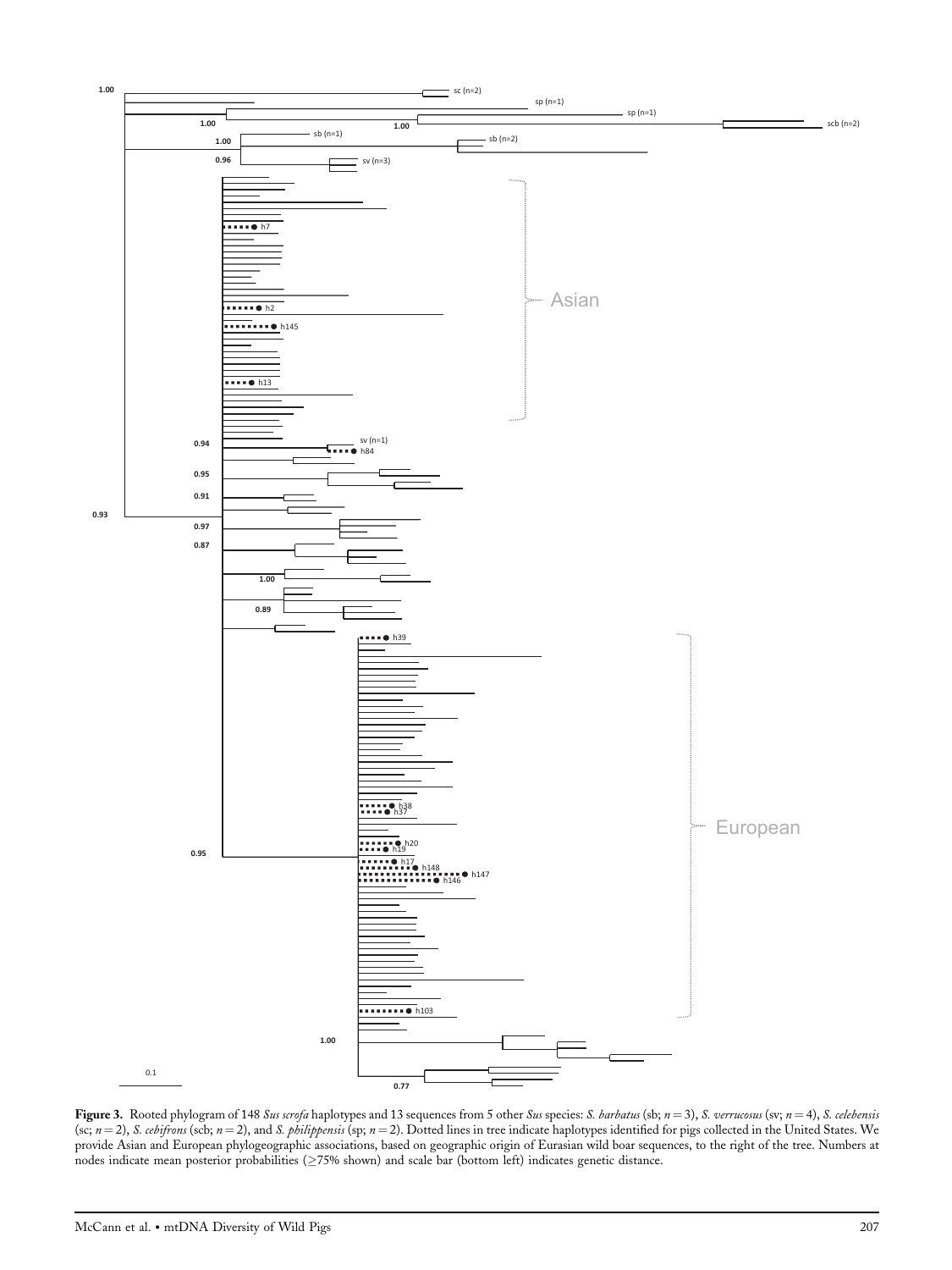**Figure 3.** Rooted phylogram of 148 *Sus scrofa* haplotypes and 13 sequences from 5 other *Sus* species: *S. barbatus* (sb; $n = 3$), *S. verrucosus* (sv; $n = 4$), *S. celebensis* (sc; $n = 2$), *S. cebifrons* (scb; $n = 2$), and *S. philippensis* (sp; $n = 2$). Dotted lines in tree indicate haplotypes identified for pigs collected in the United States. We provide Asian and European phylogeographic associations, based on geographic origin of Eurasian wild boar sequences, to the right of the tree. Numbers at nodes indicate mean posterior probabilities (≥75% shown) and scale bar (bottom left) indicates genetic distance.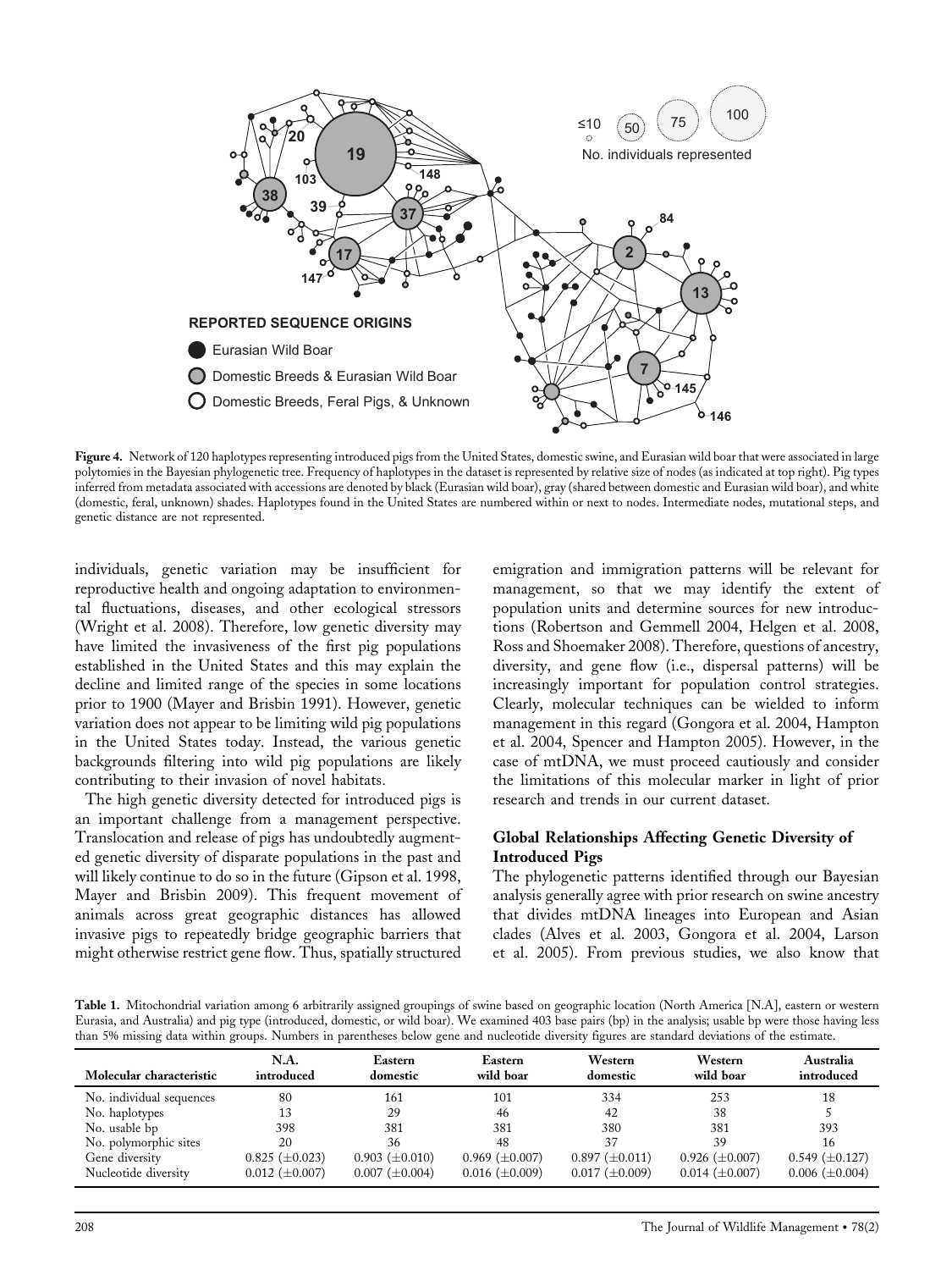**Figure 4.** Network of 120 haplotypes representing introduced pigs from the United States, domestic swine, and Eurasian wild boar that were associated in large polytomies in the Bayesian phylogenetic tree. Frequency of haplotypes in the dataset is represented by relative size of nodes (as indicated at top right). Pig types inferred from metadata associated with accessions are denoted by black (Eurasian wild boar), gray (shared between domestic and Eurasian wild boar), and white (domestic, feral, unknown) shades. Haplotypes found in the United States are numbered within or next to nodes. Intermediate nodes, mutational steps, and genetic distance are not represented.

individuals, genetic variation may be insufficient for reproductive health and ongoing adaptation to environmental fluctuations, diseases, and other ecological stressors (Wright et al. 2008). Therefore, low genetic diversity may have limited the invasiveness of the first pig populations established in the United States and this may explain the decline and limited range of the species in some locations prior to 1900 (Mayer and Brisbin 1991). However, genetic variation does not appear to be limiting wild pig populations in the United States today. Instead, the various genetic backgrounds filtering into wild pig populations are likely contributing to their invasion of novel habitats.

The high genetic diversity detected for introduced pigs is an important challenge from a management perspective. Translocation and release of pigs has undoubtedly augmented genetic diversity of disparate populations in the past and will likely continue to do so in the future (Gipson et al. 1998, Mayer and Brisbin 2009). This frequent movement of animals across great geographic distances has allowed invasive pigs to repeatedly bridge geographic barriers that might otherwise restrict gene flow. Thus, spatially structured emigration and immigration patterns will be relevant for management, so that we may identify the extent of population units and determine sources for new introductions (Robertson and Gemmell 2004, Helgen et al. 2008, Ross and Shoemaker 2008). Therefore, questions of ancestry, diversity, and gene flow (i.e., dispersal patterns) will be increasingly important for population control strategies. Clearly, molecular techniques can be wielded to inform management in this regard (Gongora et al. 2004, Hampton et al. 2004, Spencer and Hampton 2005). However, in the case of mtDNA, we must proceed cautiously and consider the limitations of this molecular marker in light of prior research and trends in our current dataset.

### Global Relationships Affecting Genetic Diversity of Introduced Pigs

The phylogenetic patterns identified through our Bayesian analysis generally agree with prior research on swine ancestry that divides mtDNA lineages into European and Asian clades (Alves et al. 2003, Gongora et al. 2004, Larson et al. 2005). From previous studies, we also know that

**Table 1.** Mitochondrial variation among 6 arbitrarily assigned groupings of swine based on geographic location (North America [N.A], eastern or western Eurasia, and Australia) and pig type (introduced, domestic, or wild boar). We examined 403 base pairs (bp) in the analysis; usable bp were those having less than 5% missing data within groups. Numbers in parentheses below gene and nucleotide diversity figures are standard deviations of the estimate.

| Molecular characteristic | N.A. introduced | Eastern domestic | Eastern wild boar | Western domestic | Western wild boar | Australia introduced |
|---|---|---|---|---|---|---|
| No. individual sequences | 80 | 161 | 101 | 334 | 253 | 18 |
| No. haplotypes | 13 | 29 | 46 | 42 | 38 | 5 |
| No. usable bp | 398 | 381 | 381 | 380 | 381 | 393 |
| No. polymorphic sites | 20 | 36 | 48 | 37 | 39 | 16 |
| Gene diversity | 0.825 (±0.023) | 0.903 (±0.010) | 0.969 (±0.007) | 0.897 (±0.011) | 0.926 (±0.007) | 0.549 (±0.127) |
| Nucleotide diversity | 0.012 (±0.007) | 0.007 (±0.004) | 0.016 (±0.009) | 0.017 (±0.009) | 0.014 (±0.007) | 0.006 (±0.004) |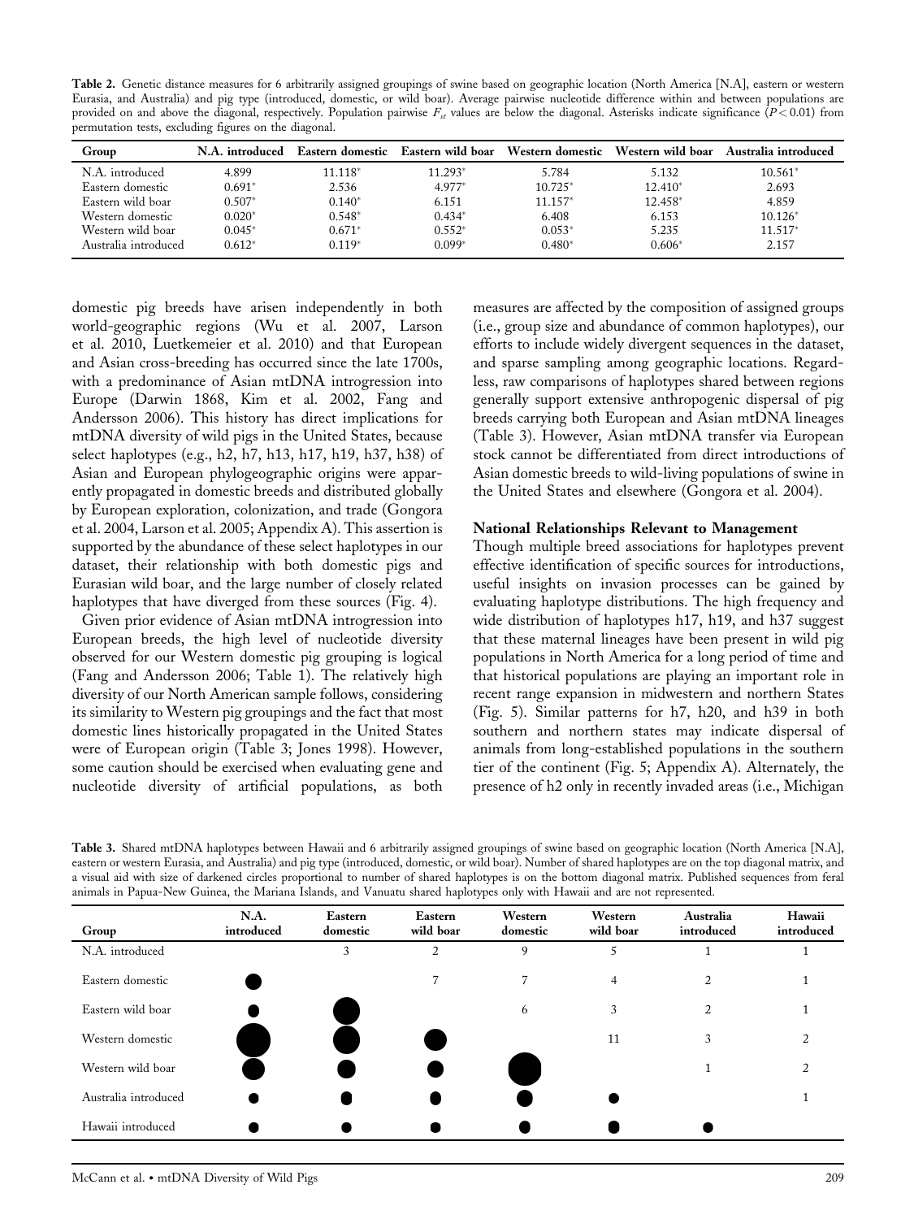**Table 2.** Genetic distance measures for 6 arbitrarily assigned groupings of swine based on geographic location (North America [N.A], eastern or western Eurasia, and Australia) and pig type (introduced, domestic, or wild boar). Average pairwise nucleotide difference within and between populations are provided on and above the diagonal, respectively. Population pairwise $F_{st}$ values are below the diagonal. Asterisks indicate significance ($P < 0.01$) from permutation tests, excluding figures on the diagonal.

| Group | N.A. introduced | Eastern domestic | Eastern wild boar | Western domestic | Western wild boar | Australia introduced |
|---|---|---|---|---|---|---|
| N.A. introduced | 4.899 | 11.118* | 11.293* | 5.784 | 5.132 | 10.561* |
| Eastern domestic | 0.691* | 2.536 | 4.977* | 10.725* | 12.410* | 2.693 |
| Eastern wild boar | 0.507* | 0.140* | 6.151 | 11.157* | 12.458* | 4.859 |
| Western domestic | 0.020* | 0.548* | 0.434* | 6.408 | 6.153 | 10.126* |
| Western wild boar | 0.045* | 0.671* | 0.552* | 0.053* | 5.235 | 11.517* |
| Australia introduced | 0.612* | 0.119* | 0.099* | 0.480* | 0.606* | 2.157 |

domestic pig breeds have arisen independently in both world-geographic regions (Wu et al. 2007, Larson et al. 2010, Luetkemeier et al. 2010) and that European and Asian cross-breeding has occurred since the late 1700s, with a predominance of Asian mtDNA introgression into Europe (Darwin 1868, Kim et al. 2002, Fang and Andersson 2006). This history has direct implications for mtDNA diversity of wild pigs in the United States, because select haplotypes (e.g., h2, h7, h13, h17, h19, h37, h38) of Asian and European phylogeographic origins were apparently propagated in domestic breeds and distributed globally by European exploration, colonization, and trade (Gongora et al. 2004, Larson et al. 2005; Appendix A). This assertion is supported by the abundance of these select haplotypes in our dataset, their relationship with both domestic pigs and Eurasian wild boar, and the large number of closely related haplotypes that have diverged from these sources (Fig. 4).

Given prior evidence of Asian mtDNA introgression into European breeds, the high level of nucleotide diversity observed for our Western domestic pig grouping is logical (Fang and Andersson 2006; Table 1). The relatively high diversity of our North American sample follows, considering its similarity to Western pig groupings and the fact that most domestic lines historically propagated in the United States were of European origin (Table 3; Jones 1998). However, some caution should be exercised when evaluating gene and nucleotide diversity of artificial populations, as both measures are affected by the composition of assigned groups (i.e., group size and abundance of common haplotypes), our efforts to include widely divergent sequences in the dataset, and sparse sampling among geographic locations. Regardless, raw comparisons of haplotypes shared between regions generally support extensive anthropogenic dispersal of pig breeds carrying both European and Asian mtDNA lineages (Table 3). However, Asian mtDNA transfer via European stock cannot be differentiated from direct introductions of Asian domestic breeds to wild-living populations of swine in the United States and elsewhere (Gongora et al. 2004).

### National Relationships Relevant to Management

Though multiple breed associations for haplotypes prevent effective identification of specific sources for introductions, useful insights on invasion processes can be gained by evaluating haplotype distributions. The high frequency and wide distribution of haplotypes h17, h19, and h37 suggest that these maternal lineages have been present in wild pig populations in North America for a long period of time and that historical populations are playing an important role in recent range expansion in midwestern and northern States (Fig. 5). Similar patterns for h7, h20, and h39 in both southern and northern states may indicate dispersal of animals from long-established populations in the southern tier of the continent (Fig. 5; Appendix A). Alternately, the presence of h2 only in recently invaded areas (i.e., Michigan

**Table 3.** Shared mtDNA haplotypes between Hawaii and 6 arbitrarily assigned groupings of swine based on geographic location (North America [N.A], eastern or western Eurasia, and Australia) and pig type (introduced, domestic, or wild boar). Number of shared haplotypes are on the top diagonal matrix, and a visual aid with size of darkened circles proportional to number of shared haplotypes is on the bottom diagonal matrix. Published sequences from feral animals in Papua-New Guinea, the Mariana Islands, and Vanuatu shared haplotypes only with Hawaii and are not represented.

| Group | N.A. introduced | Eastern domestic | Eastern wild boar | Western domestic | Western wild boar | Australia introduced | Hawaii introduced |
|---|---|---|---|---|---|---|---|
| N.A. introduced | | 3 | 2 | 9 | 5 | 1 | 1 |
| Eastern domestic | ● | | 7 | 7 | 4 | 2 | 1 |
| Eastern wild boar | ● | ● | | 6 | 3 | 2 | 1 |
| Western domestic | ● | ● | ● | | 11 | 3 | 2 |
| Western wild boar | ● | ● | ● | ● | | 1 | 2 |
| Australia introduced | ● | ● | ● | ● | ● | | 1 |
| Hawaii introduced | ● | ● | ● | ● | ● | ● | |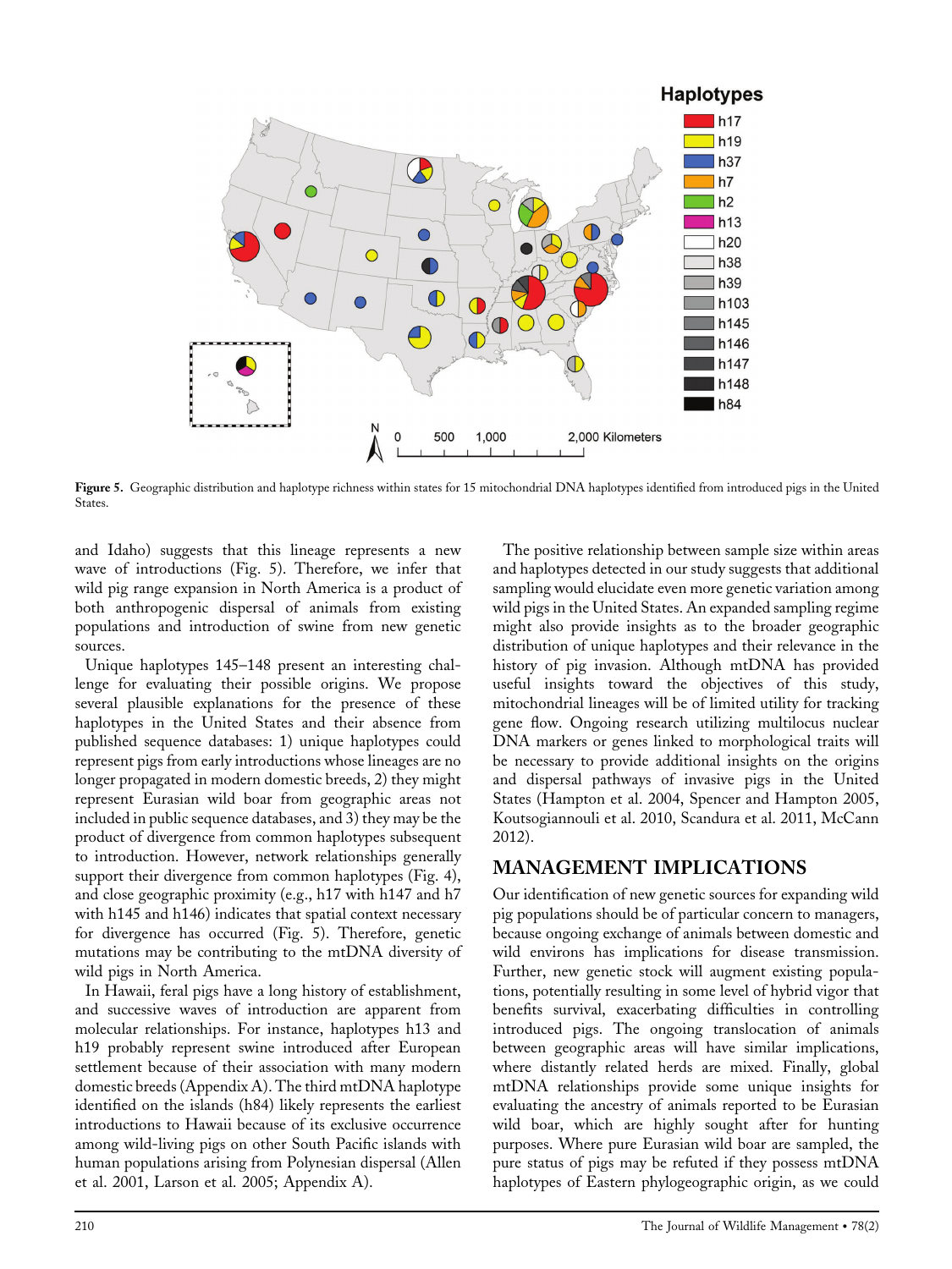Figure 5. Geographic distribution and haplotype richness within states for 15 mitochondrial DNA haplotypes identified from introduced pigs in the United States.

and Idaho) suggests that this lineage represents a new wave of introductions (Fig. 5). Therefore, we infer that wild pig range expansion in North America is a product of both anthropogenic dispersal of animals from existing populations and introduction of swine from new genetic sources.

Unique haplotypes 145–148 present an interesting challenge for evaluating their possible origins. We propose several plausible explanations for the presence of these haplotypes in the United States and their absence from published sequence databases: 1) unique haplotypes could represent pigs from early introductions whose lineages are no longer propagated in modern domestic breeds, 2) they might represent Eurasian wild boar from geographic areas not included in public sequence databases, and 3) they may be the product of divergence from common haplotypes subsequent to introduction. However, network relationships generally support their divergence from common haplotypes (Fig. 4), and close geographic proximity (e.g., h17 with h147 and h7 with h145 and h146) indicates that spatial context necessary for divergence has occurred (Fig. 5). Therefore, genetic mutations may be contributing to the mtDNA diversity of wild pigs in North America.

In Hawaii, feral pigs have a long history of establishment, and successive waves of introduction are apparent from molecular relationships. For instance, haplotypes h13 and h19 probably represent swine introduced after European settlement because of their association with many modern domestic breeds (Appendix A). The third mtDNA haplotype identified on the islands (h84) likely represents the earliest introductions to Hawaii because of its exclusive occurrence among wild-living pigs on other South Pacific islands with human populations arising from Polynesian dispersal (Allen et al. 2001, Larson et al. 2005; Appendix A).

The positive relationship between sample size within areas and haplotypes detected in our study suggests that additional sampling would elucidate even more genetic variation among wild pigs in the United States. An expanded sampling regime might also provide insights as to the broader geographic distribution of unique haplotypes and their relevance in the history of pig invasion. Although mtDNA has provided useful insights toward the objectives of this study, mitochondrial lineages will be of limited utility for tracking gene flow. Ongoing research utilizing multilocus nuclear DNA markers or genes linked to morphological traits will be necessary to provide additional insights on the origins and dispersal pathways of invasive pigs in the United States (Hampton et al. 2004, Spencer and Hampton 2005, Koutsogiannouli et al. 2010, Scandura et al. 2011, McCann 2012).

## MANAGEMENT IMPLICATIONS

Our identification of new genetic sources for expanding wild pig populations should be of particular concern to managers, because ongoing exchange of animals between domestic and wild environs has implications for disease transmission. Further, new genetic stock will augment existing populations, potentially resulting in some level of hybrid vigor that benefits survival, exacerbating difficulties in controlling introduced pigs. The ongoing translocation of animals between geographic areas will have similar implications, where distantly related herds are mixed. Finally, global mtDNA relationships provide some unique insights for evaluating the ancestry of animals reported to be Eurasian wild boar, which are highly sought after for hunting purposes. Where pure Eurasian wild boar are sampled, the pure status of pigs may be refuted if they possess mtDNA haplotypes of Eastern phylogeographic origin, as we could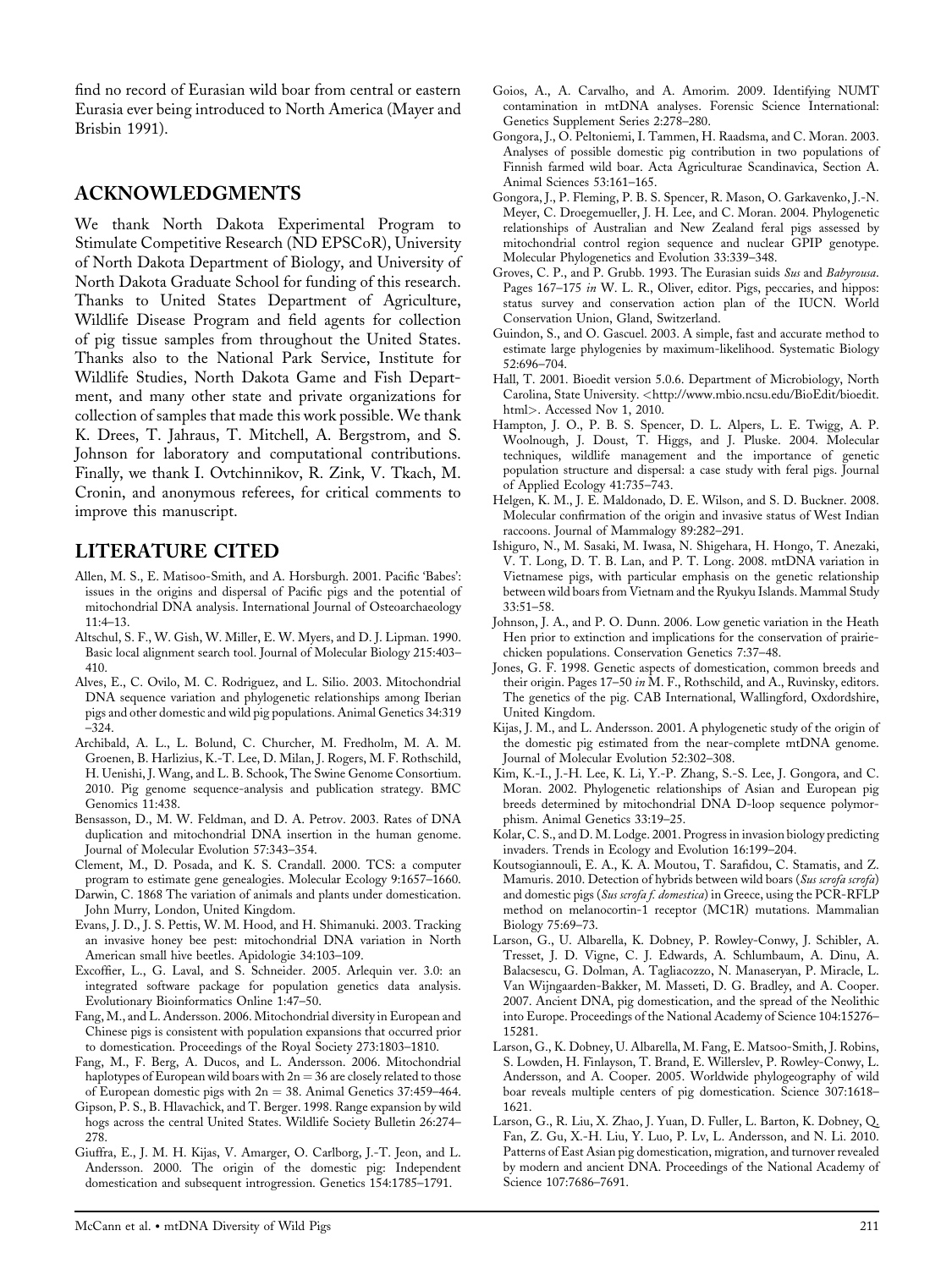find no record of Eurasian wild boar from central or eastern Eurasia ever being introduced to North America (Mayer and Brisbin 1991).

## ACKNOWLEDGMENTS

We thank North Dakota Experimental Program to Stimulate Competitive Research (ND EPSCoR), University of North Dakota Department of Biology, and University of North Dakota Graduate School for funding of this research. Thanks to United States Department of Agriculture, Wildlife Disease Program and field agents for collection of pig tissue samples from throughout the United States. Thanks also to the National Park Service, Institute for Wildlife Studies, North Dakota Game and Fish Department, and many other state and private organizations for collection of samples that made this work possible. We thank K. Drees, T. Jahraus, T. Mitchell, A. Bergstrom, and S. Johnson for laboratory and computational contributions. Finally, we thank I. Ovtchinnikov, R. Zink, V. Tkach, M. Cronin, and anonymous referees, for critical comments to improve this manuscript.

## LITERATURE CITED

Allen, M. S., E. Matisoo-Smith, and A. Horsburgh. 2001. Pacific 'Babes': issues in the origins and dispersal of Pacific pigs and the potential of mitochondrial DNA analysis. International Journal of Osteoarchaeology 11:4–13.

Altschul, S. F., W. Gish, W. Miller, E. W. Myers, and D. J. Lipman. 1990. Basic local alignment search tool. Journal of Molecular Biology 215:403–410.

Alves, E., C. Ovilo, M. C. Rodriguez, and L. Silio. 2003. Mitochondrial DNA sequence variation and phylogenetic relationships among Iberian pigs and other domestic and wild pig populations. Animal Genetics 34:319–324.

Archibald, A. L., L. Bolund, C. Churcher, M. Fredholm, M. A. M. Groenen, B. Harlizius, K.-T. Lee, D. Milan, J. Rogers, M. F. Rothschild, H. Uenishi, J. Wang, and L. B. Schook, The Swine Genome Consortium. 2010. Pig genome sequence-analysis and publication strategy. BMC Genomics 11:438.

Bensasson, D., M. W. Feldman, and D. A. Petrov. 2003. Rates of DNA duplication and mitochondrial DNA insertion in the human genome. Journal of Molecular Evolution 57:343–354.

Clement, M., D. Posada, and K. S. Crandall. 2000. TCS: a computer program to estimate gene genealogies. Molecular Ecology 9:1657–1660.

Darwin, C. 1868 The variation of animals and plants under domestication. John Murry, London, United Kingdom.

Evans, J. D., J. S. Pettis, W. M. Hood, and H. Shimanuki. 2003. Tracking an invasive honey bee pest: mitochondrial DNA variation in North American small hive beetles. Apidologie 34:103–109.

Excoffier, L., G. Laval, and S. Schneider. 2005. Arlequin ver. 3.0: an integrated software package for population genetics data analysis. Evolutionary Bioinformatics Online 1:47–50.

Fang, M., and L. Andersson. 2006. Mitochondrial diversity in European and Chinese pigs is consistent with population expansions that occurred prior to domestication. Proceedings of the Royal Society 273:1803–1810.

Fang, M., F. Berg, A. Ducos, and L. Andersson. 2006. Mitochondrial haplotypes of European wild boars with 2n = 36 are closely related to those of European domestic pigs with 2n = 38. Animal Genetics 37:459–464.

Gipson, P. S., B. Hlavachick, and T. Berger. 1998. Range expansion by wild hogs across the central United States. Wildlife Society Bulletin 26:274–278.

Giuffra, E., J. M. H. Kijas, V. Amarger, O. Carlborg, J.-T. Jeon, and L. Andersson. 2000. The origin of the domestic pig: Independent domestication and subsequent introgression. Genetics 154:1785–1791.

Goios, A., A. Carvalho, and A. Amorim. 2009. Identifying NUMT contamination in mtDNA analyses. Forensic Science International: Genetics Supplement Series 2:278–280.

Gongora, J., O. Peltoniemi, I. Tammen, H. Raadsma, and C. Moran. 2003. Analyses of possible domestic pig contribution in two populations of Finnish farmed wild boar. Acta Agriculturae Scandinavica, Section A. Animal Sciences 53:161–165.

Gongora, J., P. Fleming, P. B. S. Spencer, R. Mason, O. Garkavenko, J.-N. Meyer, C. Droegemueller, J. H. Lee, and C. Moran. 2004. Phylogenetic relationships of Australian and New Zealand feral pigs assessed by mitochondrial control region sequence and nuclear GPIP genotype. Molecular Phylogenetics and Evolution 33:339–348.

Groves, C. P., and P. Grubb. 1993. The Eurasian suids *Sus* and *Babyrousa*. Pages 167–175 *in* W. L. R., Oliver, editor. Pigs, peccaries, and hippos: status survey and conservation action plan of the IUCN. World Conservation Union, Gland, Switzerland.

Guindon, S., and O. Gascuel. 2003. A simple, fast and accurate method to estimate large phylogenies by maximum-likelihood. Systematic Biology 52:696–704.

Hall, T. 2001. Bioedit version 5.0.6. Department of Microbiology, North Carolina, State University. <http://www.mbio.ncsu.edu/BioEdit/bioedit.html>. Accessed Nov 1, 2010.

Hampton, J. O., P. B. S. Spencer, D. L. Alpers, L. E. Twigg, A. P. Woolnough, J. Doust, T. Higgs, and J. Pluske. 2004. Molecular techniques, wildlife management and the importance of genetic population structure and dispersal: a case study with feral pigs. Journal of Applied Ecology 41:735–743.

Helgen, K. M., J. E. Maldonado, D. E. Wilson, and S. D. Buckner. 2008. Molecular confirmation of the origin and invasive status of West Indian raccoons. Journal of Mammalogy 89:282–291.

Ishiguro, N., M. Sasaki, M. Iwasa, N. Shigehara, H. Hongo, T. Anezaki, V. T. Long, D. T. B. Lan, and P. T. Long. 2008. mtDNA variation in Vietnamese pigs, with particular emphasis on the genetic relationship between wild boars from Vietnam and the Ryukyu Islands. Mammal Study 33:51–58.

Johnson, J. A., and P. O. Dunn. 2006. Low genetic variation in the Heath Hen prior to extinction and implications for the conservation of prairie-chicken populations. Conservation Genetics 7:37–48.

Jones, G. F. 1998. Genetic aspects of domestication, common breeds and their origin. Pages 17–50 *in* M. F., Rothschild, and A., Ruvinsky, editors. The genetics of the pig. CAB International, Wallingford, Oxdordshire, United Kingdom.

Kijas, J. M., and L. Andersson. 2001. A phylogenetic study of the origin of the domestic pig estimated from the near-complete mtDNA genome. Journal of Molecular Evolution 52:302–308.

Kim, K.-I., J.-H. Lee, K. Li, Y.-P. Zhang, S.-S. Lee, J. Gongora, and C. Moran. 2002. Phylogenetic relationships of Asian and European pig breeds determined by mitochondrial DNA D-loop sequence polymorphism. Animal Genetics 33:19–25.

Kolar, C. S., and D. M. Lodge. 2001. Progress in invasion biology predicting invaders. Trends in Ecology and Evolution 16:199–204.

Koutsogiannouli, E. A., K. A. Moutou, T. Sarafidou, C. Stamatis, and Z. Mamuris. 2010. Detection of hybrids between wild boars (*Sus scrofa scrofa*) and domestic pigs (*Sus scrofa f. domestica*) in Greece, using the PCR-RFLP method on melanocortin-1 receptor (MC1R) mutations. Mammalian Biology 75:69–73.

Larson, G., U. Albarella, K. Dobney, P. Rowley-Conwy, J. Schibler, A. Tresset, J. D. Vigne, C. J. Edwards, A. Schlumbaum, A. Dinu, A. Balacsescu, G. Dolman, A. Tagliacozzo, N. Manaseryan, P. Miracle, L. Van Wijngaarden-Bakker, M. Masseti, D. G. Bradley, and A. Cooper. 2007. Ancient DNA, pig domestication, and the spread of the Neolithic into Europe. Proceedings of the National Academy of Science 104:15276–15281.

Larson, G., K. Dobney, U. Albarella, M. Fang, E. Matsoo-Smith, J. Robins, S. Lowden, H. Finlayson, T. Brand, E. Willerslev, P. Rowley-Conwy, L. Andersson, and A. Cooper. 2005. Worldwide phylogeography of wild boar reveals multiple centers of pig domestication. Science 307:1618–1621.

Larson, G., R. Liu, X. Zhao, J. Yuan, D. Fuller, L. Barton, K. Dobney, Q. Fan, Z. Gu, X.-H. Liu, Y. Luo, P. Lv, L. Andersson, and N. Li. 2010. Patterns of East Asian pig domestication, migration, and turnover revealed by modern and ancient DNA. Proceedings of the National Academy of Science 107:7686–7691.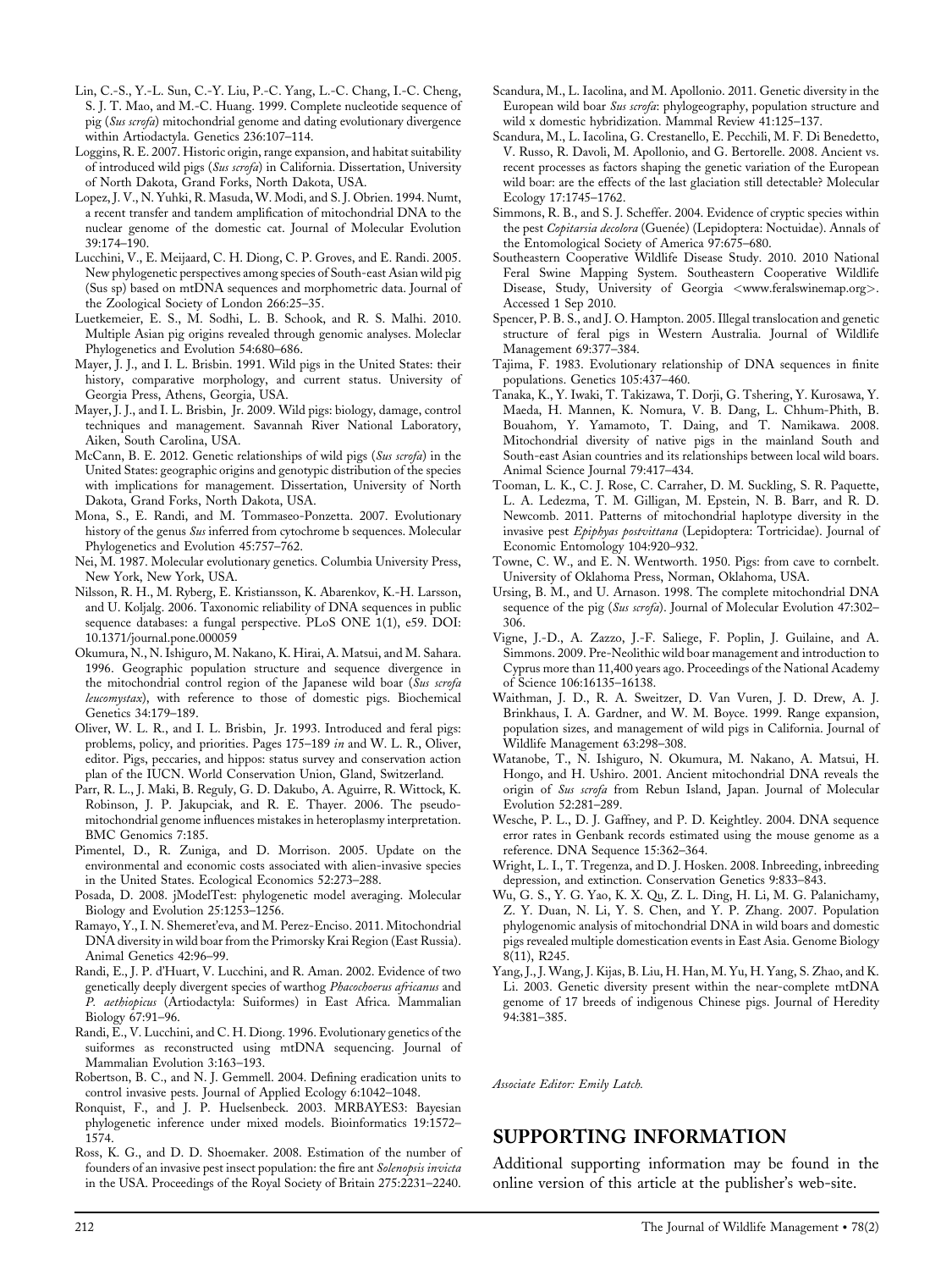Lin, C.-S., Y.-L. Sun, C.-Y. Liu, P.-C. Yang, L.-C. Chang, I.-C. Cheng, S. J. T. Mao, and M.-C. Huang. 1999. Complete nucleotide sequence of pig (*Sus scrofa*) mitochondrial genome and dating evolutionary divergence within Artiodactyla. Genetics 236:107–114.

Loggins, R. E. 2007. Historic origin, range expansion, and habitat suitability of introduced wild pigs (*Sus scrofa*) in California. Dissertation, University of North Dakota, Grand Forks, North Dakota, USA.

Lopez, J. V., N. Yuhki, R. Masuda, W. Modi, and S. J. Obrien. 1994. Numt, a recent transfer and tandem amplification of mitochondrial DNA to the nuclear genome of the domestic cat. Journal of Molecular Evolution 39:174–190.

Lucchini, V., E. Meijaard, C. H. Diong, C. P. Groves, and E. Randi. 2005. New phylogenetic perspectives among species of South-east Asian wild pig (Sus sp) based on mtDNA sequences and morphometric data. Journal of the Zoological Society of London 266:25–35.

Luetkemeier, E. S., M. Sodhi, L. B. Schook, and R. S. Malhi. 2010. Multiple Asian pig origins revealed through genomic analyses. Moleclar Phylogenetics and Evolution 54:680–686.

Mayer, J. J., and I. L. Brisbin. 1991. Wild pigs in the United States: their history, comparative morphology, and current status. University of Georgia Press, Athens, Georgia, USA.

Mayer, J. J., and I. L. Brisbin, Jr. 2009. Wild pigs: biology, damage, control techniques and management. Savannah River National Laboratory, Aiken, South Carolina, USA.

McCann, B. E. 2012. Genetic relationships of wild pigs (*Sus scrofa*) in the United States: geographic origins and genotypic distribution of the species with implications for management. Dissertation, University of North Dakota, Grand Forks, North Dakota, USA.

Mona, S., E. Randi, and M. Tommaseo-Ponzetta. 2007. Evolutionary history of the genus *Sus* inferred from cytochrome b sequences. Molecular Phylogenetics and Evolution 45:757–762.

Nei, M. 1987. Molecular evolutionary genetics. Columbia University Press, New York, New York, USA.

Nilsson, R. H., M. Ryberg, E. Kristiansson, K. Abarenkov, K.-H. Larsson, and U. Koljalg. 2006. Taxonomic reliability of DNA sequences in public sequence databases: a fungal perspective. PLoS ONE 1(1), e59. DOI: 10.1371/journal.pone.000059

Okumura, N., N. Ishiguro, M. Nakano, K. Hirai, A. Matsui, and M. Sahara. 1996. Geographic population structure and sequence divergence in the mitochondrial control region of the Japanese wild boar (*Sus scrofa leucomystax*), with reference to those of domestic pigs. Biochemical Genetics 34:179–189.

Oliver, W. L. R., and I. L. Brisbin, Jr. 1993. Introduced and feral pigs: problems, policy, and priorities. Pages 175–189 *in* and W. L. R., Oliver, editor. Pigs, peccaries, and hippos: status survey and conservation action plan of the IUCN. World Conservation Union, Gland, Switzerland.

Parr, R. L., J. Maki, B. Reguly, G. D. Dakubo, A. Aguirre, R. Wittock, K. Robinson, J. P. Jakupciak, and R. E. Thayer. 2006. The pseudo-mitochondrial genome influences mistakes in heteroplasmy interpretation. BMC Genomics 7:185.

Pimentel, D., R. Zuniga, and D. Morrison. 2005. Update on the environmental and economic costs associated with alien-invasive species in the United States. Ecological Economics 52:273–288.

Posada, D. 2008. jModelTest: phylogenetic model averaging. Molecular Biology and Evolution 25:1253–1256.

Ramayo, Y., I. N. Shemeret'eva, and M. Perez-Enciso. 2011. Mitochondrial DNA diversity in wild boar from the Primorsky Krai Region (East Russia). Animal Genetics 42:96–99.

Randi, E., J. P. d'Huart, V. Lucchini, and R. Aman. 2002. Evidence of two genetically deeply divergent species of warthog *Phacochoerus africanus* and *P. aethiopicus* (Artiodactyla: Suiformes) in East Africa. Mammalian Biology 67:91–96.

Randi, E., V. Lucchini, and C. H. Diong. 1996. Evolutionary genetics of the suiformes as reconstructed using mtDNA sequencing. Journal of Mammalian Evolution 3:163–193.

Robertson, B. C., and N. J. Gemmell. 2004. Defining eradication units to control invasive pests. Journal of Applied Ecology 6:1042–1048.

Ronquist, F., and J. P. Huelsenbeck. 2003. MRBAYES3: Bayesian phylogenetic inference under mixed models. Bioinformatics 19:1572–1574.

Ross, K. G., and D. D. Shoemaker. 2008. Estimation of the number of founders of an invasive pest insect population: the fire ant *Solenopsis invicta* in the USA. Proceedings of the Royal Society of Britain 275:2231–2240.

Scandura, M., L. Iacolina, and M. Apollonio. 2011. Genetic diversity in the European wild boar *Sus scrofa*: phylogeography, population structure and wild x domestic hybridization. Mammal Review 41:125–137.

Scandura, M., L. Iacolina, G. Crestanello, E. Pecchili, M. F. Di Benedetto, V. Russo, R. Davoli, M. Apollonio, and G. Bertorelle. 2008. Ancient vs. recent processes as factors shaping the genetic variation of the European wild boar: are the effects of the last glaciation still detectable? Molecular Ecology 17:1745–1762.

Simmons, R. B., and S. J. Scheffer. 2004. Evidence of cryptic species within the pest *Copitarsia decolora* (Guenée) (Lepidoptera: Noctuidae). Annals of the Entomological Society of America 97:675–680.

Southeastern Cooperative Wildlife Disease Study. 2010. 2010 National Feral Swine Mapping System. Southeastern Cooperative Wildlife Disease, Study, University of Georgia <www.feralswinemap.org>. Accessed 1 Sep 2010.

Spencer, P. B. S., and J. O. Hampton. 2005. Illegal translocation and genetic structure of feral pigs in Western Australia. Journal of Wildlife Management 69:377–384.

Tajima, F. 1983. Evolutionary relationship of DNA sequences in finite populations. Genetics 105:437–460.

Tanaka, K., Y. Iwaki, T. Takizawa, T. Dorji, G. Tshering, Y. Kurosawa, Y. Maeda, H. Mannen, K. Nomura, V. B. Dang, L. Chhum-Phith, B. Bouahom, Y. Yamamoto, T. Daing, and T. Namikawa. 2008. Mitochondrial diversity of native pigs in the mainland South and South-east Asian countries and its relationships between local wild boars. Animal Science Journal 79:417–434.

Tooman, L. K., C. J. Rose, C. Carraher, D. M. Suckling, S. R. Paquette, L. A. Ledezma, T. M. Gilligan, M. Epstein, N. B. Barr, and R. D. Newcomb. 2011. Patterns of mitochondrial haplotype diversity in the invasive pest *Epiphyas postvittana* (Lepidoptera: Tortricidae). Journal of Economic Entomology 104:920–932.

Towne, C. W., and E. N. Wentworth. 1950. Pigs: from cave to cornbelt. University of Oklahoma Press, Norman, Oklahoma, USA.

Ursing, B. M., and U. Arnason. 1998. The complete mitochondrial DNA sequence of the pig (*Sus scrofa*). Journal of Molecular Evolution 47:302–306.

Vigne, J.-D., A. Zazzo, J.-F. Saliege, F. Poplin, J. Guilaine, and A. Simmons. 2009. Pre-Neolithic wild boar management and introduction to Cyprus more than 11,400 years ago. Proceedings of the National Academy of Science 106:16135–16138.

Waithman, J. D., R. A. Sweitzer, D. Van Vuren, J. D. Drew, A. J. Brinkhaus, I. A. Gardner, and W. M. Boyce. 1999. Range expansion, population sizes, and management of wild pigs in California. Journal of Wildlife Management 63:298–308.

Watanobe, T., N. Ishiguro, N. Okumura, M. Nakano, A. Matsui, H. Hongo, and H. Ushiro. 2001. Ancient mitochondrial DNA reveals the origin of *Sus scrofa* from Rebun Island, Japan. Journal of Molecular Evolution 52:281–289.

Wesche, P. L., D. J. Gaffney, and P. D. Keightley. 2004. DNA sequence error rates in Genbank records estimated using the mouse genome as a reference. DNA Sequence 15:362–364.

Wright, L. I., T. Tregenza, and D. J. Hosken. 2008. Inbreeding, inbreeding depression, and extinction. Conservation Genetics 9:833–843.

Wu, G. S., Y. G. Yao, K. X. Qu, Z. L. Ding, H. Li, M. G. Palanichamy, Z. Y. Duan, N. Li, Y. S. Chen, and Y. P. Zhang. 2007. Population phylogenomic analysis of mitochondrial DNA in wild boars and domestic pigs revealed multiple domestication events in East Asia. Genome Biology 8(11), R245.

Yang, J., J. Wang, J. Kijas, B. Liu, H. Han, M. Yu, H. Yang, S. Zhao, and K. Li. 2003. Genetic diversity present within the near-complete mtDNA genome of 17 breeds of indigenous Chinese pigs. Journal of Heredity 94:381–385.

*Associate Editor: Emily Latch.*

## SUPPORTING INFORMATION

Additional supporting information may be found in the online version of this article at the publisher's web-site.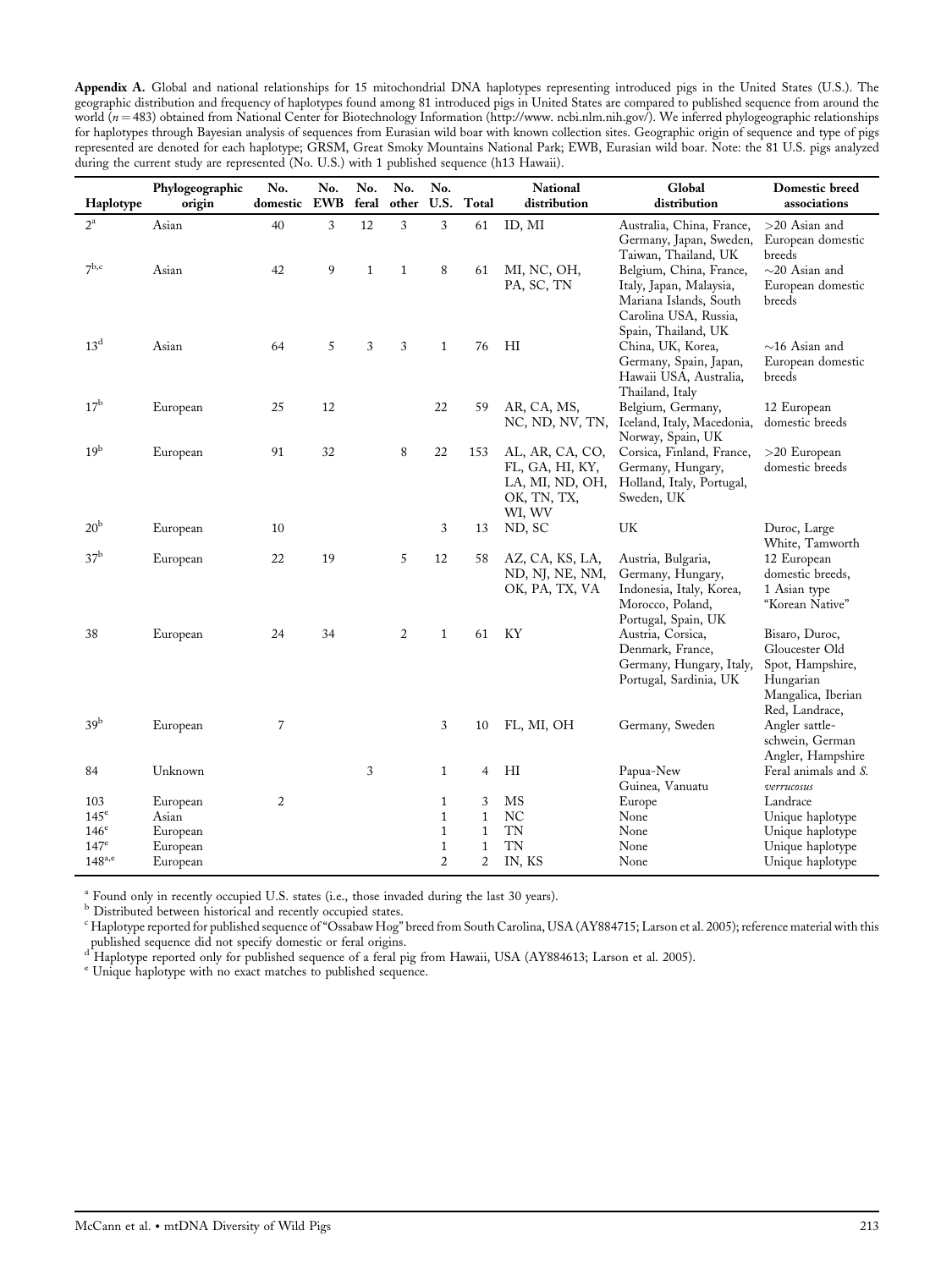**Appendix A.** Global and national relationships for 15 mitochondrial DNA haplotypes representing introduced pigs in the United States (U.S.). The geographic distribution and frequency of haplotypes found among 81 introduced pigs in United States are compared to published sequence from around the world ($n = 483$) obtained from National Center for Biotechnology Information (http://www. ncbi.nlm.nih.gov/). We inferred phylogeographic relationships for haplotypes through Bayesian analysis of sequences from Eurasian wild boar with known collection sites. Geographic origin of sequence and type of pigs represented are denoted for each haplotype; GRSM, Great Smoky Mountains National Park; EWB, Eurasian wild boar. Note: the 81 U.S. pigs analyzed during the current study are represented (No. U.S.) with 1 published sequence (h13 Hawaii).

| Haplotype | Phylogeographic origin | No. domestic | No. EWB | No. feral | No. other | No. U.S. | Total | National distribution | Global distribution | Domestic breed associations |
|---|---|---|---|---|---|---|---|---|---|---|
| 2[a] | Asian | 40 | 3 | 12 | 3 | 3 | 61 | ID, MI | Australia, China, France, Germany, Japan, Sweden, Taiwan, Thailand, UK | >20 Asian and European domestic breeds |
| 7[b,c] | Asian | 42 | 9 | 1 | 1 | 8 | 61 | MI, NC, OH, PA, SC, TN | Belgium, China, France, Italy, Japan, Malaysia, Mariana Islands, South Carolina USA, Russia, Spain, Thailand, UK | ~20 Asian and European domestic breeds |
| 13[d] | Asian | 64 | 5 | 3 | 3 | 1 | 76 | HI | China, UK, Korea, Germany, Spain, Japan, Hawaii USA, Australia, Thailand, Italy | ~16 Asian and European domestic breeds |
| 17[b] | European | 25 | 12 | | | 22 | 59 | AR, CA, MS, NC, ND, NV, TN, | Belgium, Germany, Iceland, Italy, Macedonia, Norway, Spain, UK | 12 European domestic breeds |
| 19[b] | European | 91 | 32 | | 8 | 22 | 153 | AL, AR, CA, CO, FL, GA, HI, KY, LA, MI, ND, OH, OK, TN, TX, WI, WV | Corsica, Finland, France, Germany, Hungary, Holland, Italy, Portugal, Sweden, UK | >20 European domestic breeds |
| 20[b] | European | 10 | | | | 3 | 13 | ND, SC | UK | Duroc, Large White, Tamworth |
| 37[b] | European | 22 | 19 | | 5 | 12 | 58 | AZ, CA, KS, LA, ND, NJ, NE, NM, OK, PA, TX, VA | Austria, Bulgaria, Germany, Hungary, Indonesia, Italy, Korea, Morocco, Poland, Portugal, Spain, UK | 12 European domestic breeds, 1 Asian type "Korean Native" |
| 38 | European | 24 | 34 | | 2 | 1 | 61 | KY | Austria, Corsica, Denmark, France, Germany, Hungary, Italy, Portugal, Sardinia, UK | Bisaro, Duroc, Gloucester Old Spot, Hampshire, Hungarian Mangalica, Iberian Red, Landrace, |
| 39[b] | European | 7 | | | | 3 | 10 | FL, MI, OH | Germany, Sweden | Angler sattle-schwein, German Angler, Hampshire |
| 84 | Unknown | | | 3 | | 1 | 4 | HI | Papua-New Guinea, Vanuatu | Feral animals and *S. verrucosus* |
| 103 | European | 2 | | | | 1 | 3 | MS | Europe | Landrace |
| 145[e] | Asian | | | | | 1 | 1 | NC | None | Unique haplotype |
| 146[e] | European | | | | | 1 | 1 | TN | None | Unique haplotype |
| 147[e] | European | | | | | 1 | 1 | TN | None | Unique haplotype |
| 148[a,e] | European | | | | | 2 | 2 | IN, KS | None | Unique haplotype |

[a] Found only in recently occupied U.S. states (i.e., those invaded during the last 30 years).

[b] Distributed between historical and recently occupied states.

[c] Haplotype reported for published sequence of "Ossabaw Hog" breed from South Carolina, USA (AY884715; Larson et al. 2005); reference material with this published sequence did not specify domestic or feral origins.

[d] Haplotype reported only for published sequence of a feral pig from Hawaii, USA (AY884613; Larson et al. 2005).

[e] Unique haplotype with no exact matches to published sequence.